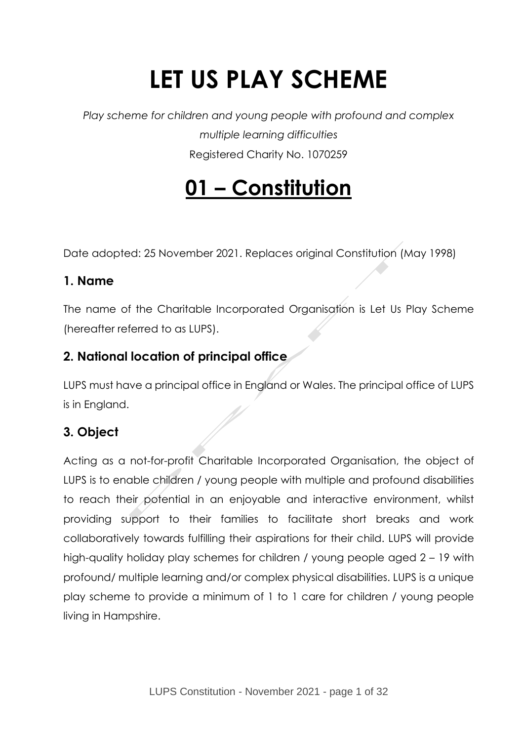# LET US PLAY SCHEME

*Play scheme for children and young people with profound and complex multiple learning difficulties*

Registered Charity No. 1070259

# 01 – Constitution

Date adopted: 25 November 2021. Replaces original Constitution (May 1998)

## 1. Name

The name of the Charitable Incorporated Organisation is Let Us Play Scheme (hereafter referred to as LUPS).

## 2. National location of principal office

LUPS must have a principal office in England or Wales. The principal office of LUPS is in England.

## 3. Object

Acting as a not-for-profit Charitable Incorporated Organisation, the object of LUPS is to enable children / young people with multiple and profound disabilities to reach their potential in an enjoyable and interactive environment, whilst providing support to their families to facilitate short breaks and work collaboratively towards fulfilling their aspirations for their child. LUPS will provide high-quality holiday play schemes for children / young people aged 2 – 19 with profound/ multiple learning and/or complex physical disabilities. LUPS is a unique play scheme to provide a minimum of 1 to 1 care for children / young people living in Hampshire.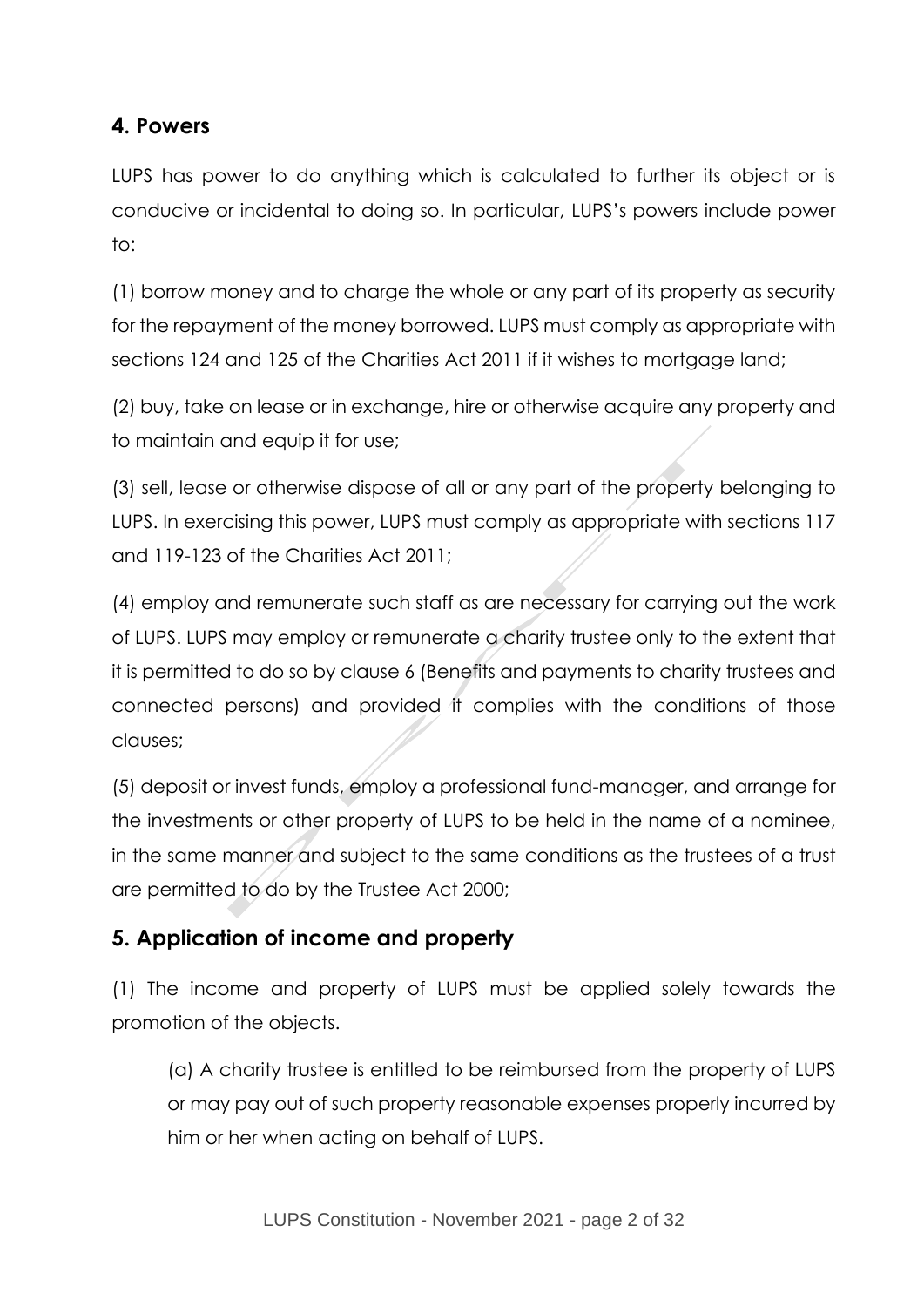## 4. Powers

LUPS has power to do anything which is calculated to further its object or is conducive or incidental to doing so. In particular, LUPS's powers include power to:

(1) borrow money and to charge the whole or any part of its property as security for the repayment of the money borrowed. LUPS must comply as appropriate with sections 124 and 125 of the Charities Act 2011 if it wishes to mortgage land;

(2) buy, take on lease or in exchange, hire or otherwise acquire any property and to maintain and equip it for use;

(3) sell, lease or otherwise dispose of all or any part of the property belonging to LUPS. In exercising this power, LUPS must comply as appropriate with sections 117 and 119-123 of the Charities Act 2011;

(4) employ and remunerate such staff as are necessary for carrying out the work of LUPS. LUPS may employ or remunerate a charity trustee only to the extent that it is permitted to do so by clause 6 (Benefits and payments to charity trustees and connected persons) and provided it complies with the conditions of those clauses;

(5) deposit or invest funds, employ a professional fund-manager, and arrange for the investments or other property of LUPS to be held in the name of a nominee, in the same manner and subject to the same conditions as the trustees of a trust are permitted to do by the Trustee Act 2000;

## 5. Application of income and property

(1) The income and property of LUPS must be applied solely towards the promotion of the objects.

> (a) A charity trustee is entitled to be reimbursed from the property of LUPS or may pay out of such property reasonable expenses properly incurred by him or her when acting on behalf of LUPS.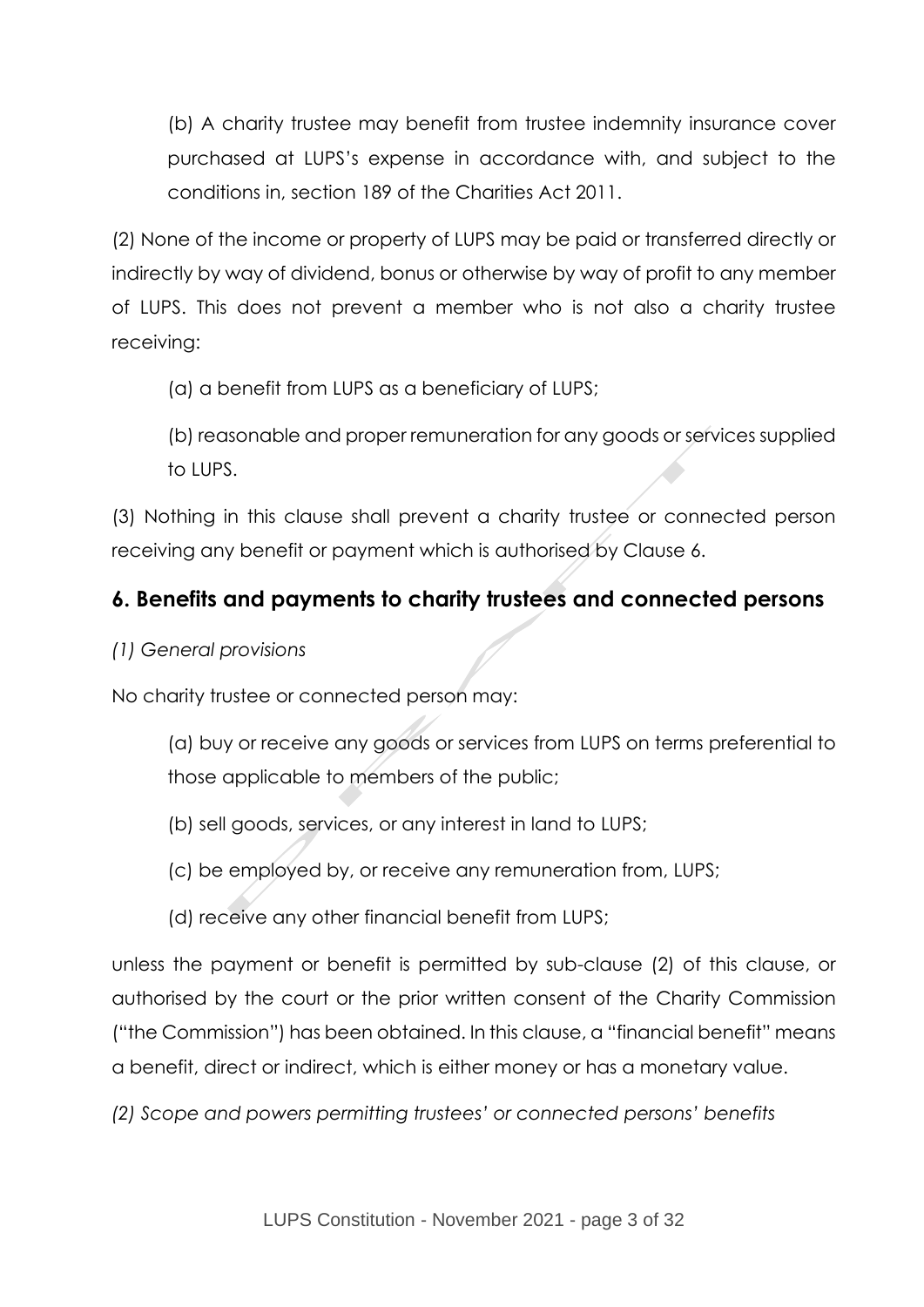(b) A charity trustee may benefit from trustee indemnity insurance cover purchased at LUPS's expense in accordance with, and subject to the conditions in, section 189 of the Charities Act 2011.

(2) None of the income or property of LUPS may be paid or transferred directly or indirectly by way of dividend, bonus or otherwise by way of profit to any member of LUPS. This does not prevent a member who is not also a charity trustee receiving:

(a) a benefit from LUPS as a beneficiary of LUPS;

(b) reasonable and proper remuneration for any goods or services supplied to LUPS.

(3) Nothing in this clause shall prevent a charity trustee or connected person receiving any benefit or payment which is authorised by Clause 6.

## 6. Benefits and payments to charity trustees and connected persons

*(1) General provisions*

No charity trustee or connected person may:

(a) buy or receive any goods or services from LUPS on terms preferential to those applicable to members of the public;

(b) sell goods, services, or any interest in land to LUPS;

(c) be employed by, or receive any remuneration from, LUPS;

(d) receive any other financial benefit from LUPS;

unless the payment or benefit is permitted by sub-clause (2) of this clause, or authorised by the court or the prior written consent of the Charity Commission ("the Commission") has been obtained. In this clause, a "financial benefit" means a benefit, direct or indirect, which is either money or has a monetary value.

*(2) Scope and powers permitting trustees' or connected persons' benefits*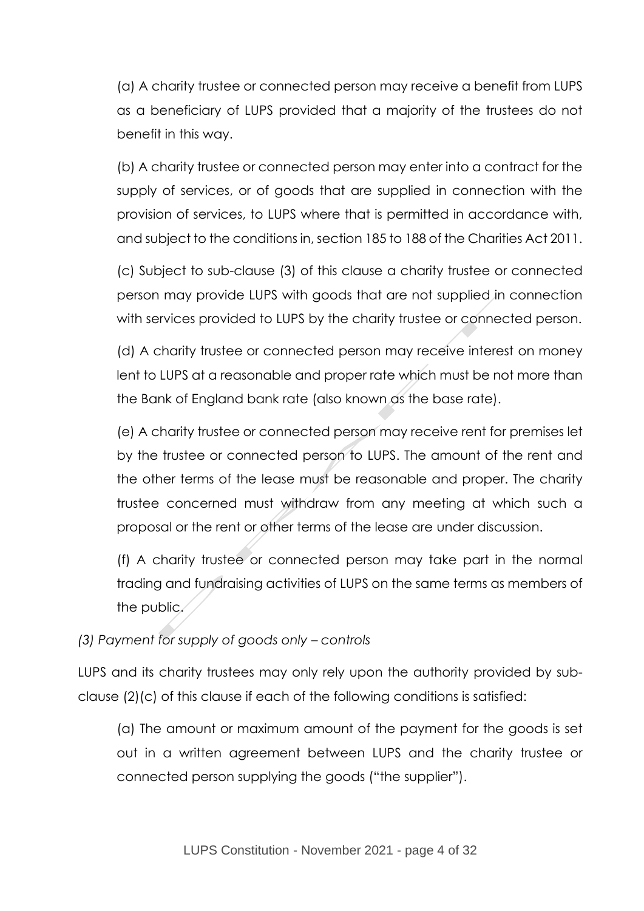(a) A charity trustee or connected person may receive a benefit from LUPS as a beneficiary of LUPS provided that a majority of the trustees do not benefit in this way.

(b) A charity trustee or connected person may enter into a contract for the supply of services, or of goods that are supplied in connection with the provision of services, to LUPS where that is permitted in accordance with, and subject to the conditions in, section 185 to 188 of the Charities Act 2011.

(c) Subject to sub-clause (3) of this clause a charity trustee or connected person may provide LUPS with goods that are not supplied in connection with services provided to LUPS by the charity trustee or connected person.

(d) A charity trustee or connected person may receive interest on money lent to LUPS at a reasonable and proper rate which must be not more than the Bank of England bank rate (also known as the base rate).

(e) A charity trustee or connected person may receive rent for premises let by the trustee or connected person to LUPS. The amount of the rent and the other terms of the lease must be reasonable and proper. The charity trustee concerned must withdraw from any meeting at which such a proposal or the rent or other terms of the lease are under discussion.

(f) A charity trustee or connected person may take part in the normal trading and fundraising activities of LUPS on the same terms as members of the public.

*(3) Payment for supply of goods only – controls*

LUPS and its charity trustees may only rely upon the authority provided by sub-clause (2)(c) of this clause if each of the following conditions is satisfied:

(a) The amount or maximum amount of the payment for the goods is set out in a written agreement between LUPS and the charity trustee or connected person supplying the goods ("the supplier").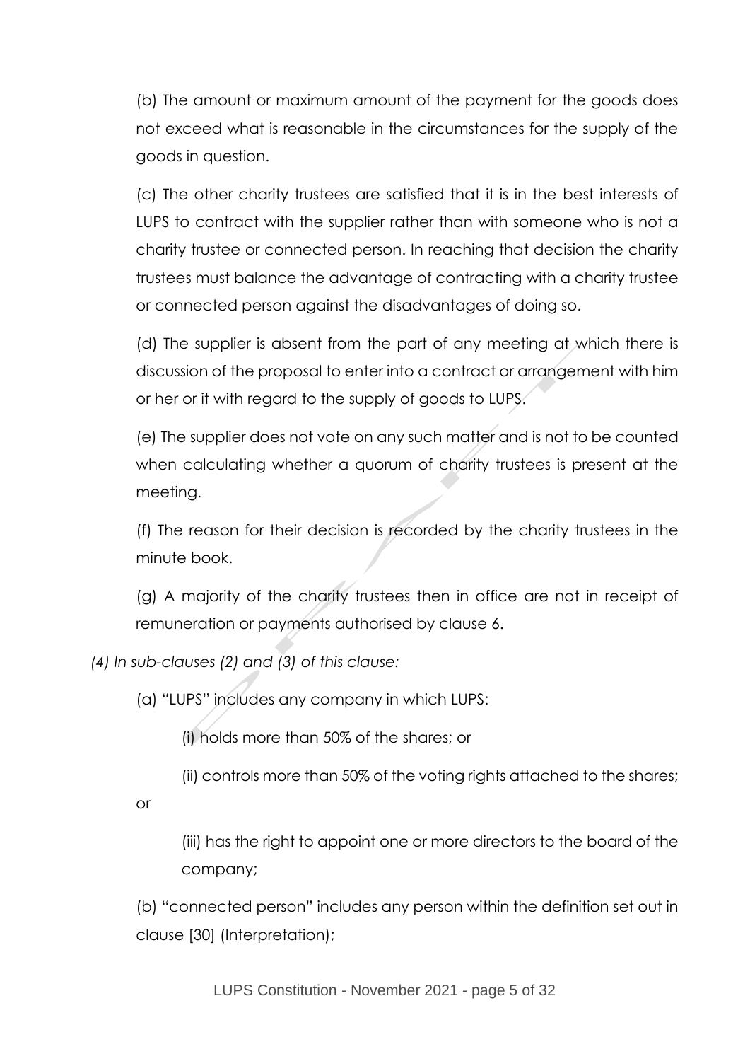(b) The amount or maximum amount of the payment for the goods does not exceed what is reasonable in the circumstances for the supply of the goods in question.

(c) The other charity trustees are satisfied that it is in the best interests of LUPS to contract with the supplier rather than with someone who is not a charity trustee or connected person. In reaching that decision the charity trustees must balance the advantage of contracting with a charity trustee or connected person against the disadvantages of doing so.

(d) The supplier is absent from the part of any meeting at which there is discussion of the proposal to enter into a contract or arrangement with him or her or it with regard to the supply of goods to LUPS.

(e) The supplier does not vote on any such matter and is not to be counted when calculating whether a quorum of charity trustees is present at the meeting.

(f) The reason for their decision is recorded by the charity trustees in the minute book.

(g) A majority of the charity trustees then in office are not in receipt of remuneration or payments authorised by clause 6.

*(4) In sub-clauses (2) and (3) of this clause:*

(a) "LUPS" includes any company in which LUPS:

(i) holds more than 50% of the shares; or

(ii) controls more than 50% of the voting rights attached to the shares; or

(iii) has the right to appoint one or more directors to the board of the company;

(b) "connected person" includes any person within the definition set out in clause [30] (Interpretation);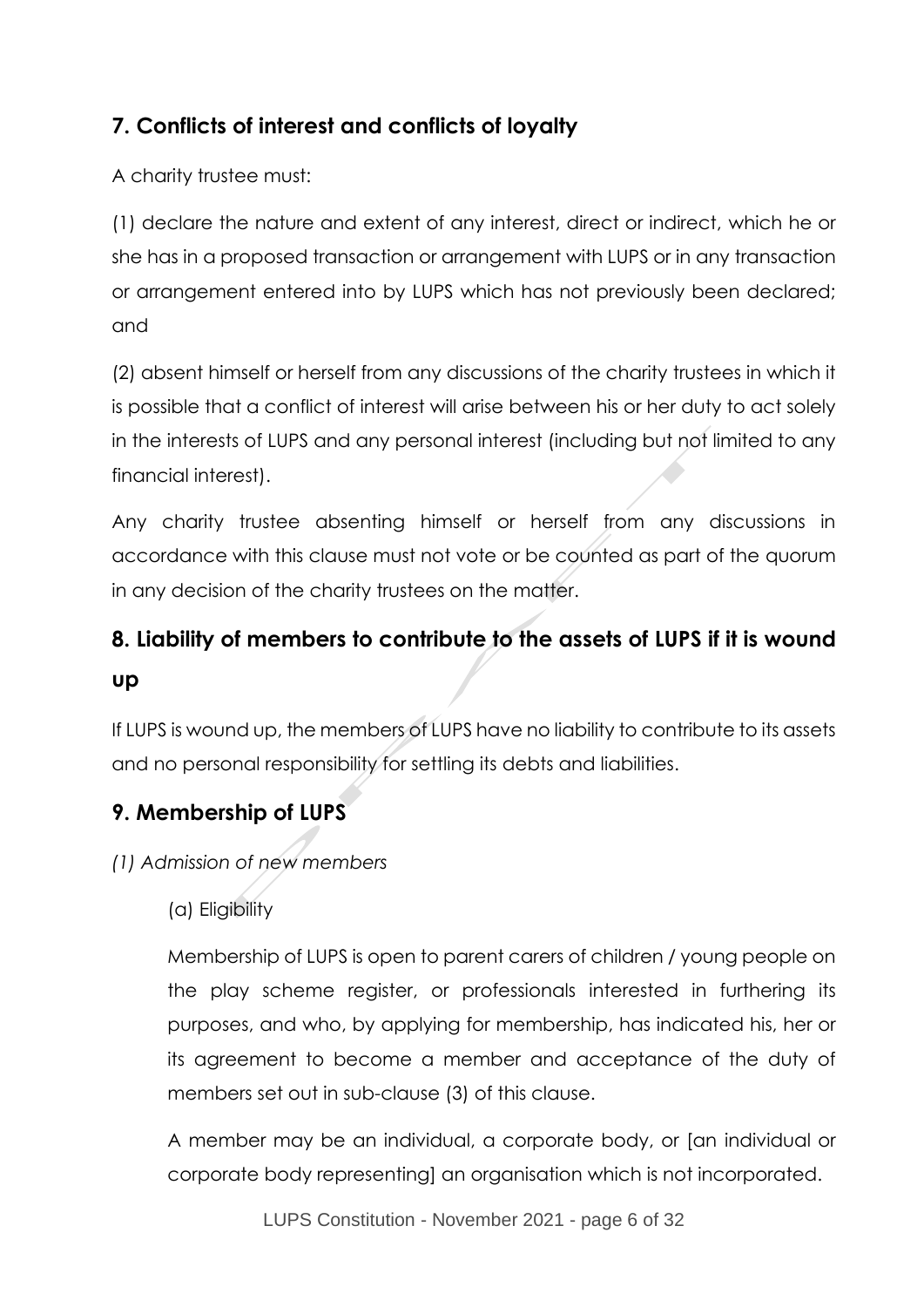## 7. Conflicts of interest and conflicts of loyalty

A charity trustee must:

(1) declare the nature and extent of any interest, direct or indirect, which he or she has in a proposed transaction or arrangement with LUPS or in any transaction or arrangement entered into by LUPS which has not previously been declared; and

(2) absent himself or herself from any discussions of the charity trustees in which it is possible that a conflict of interest will arise between his or her duty to act solely in the interests of LUPS and any personal interest (including but not limited to any financial interest).

Any charity trustee absenting himself or herself from any discussions in accordance with this clause must not vote or be counted as part of the quorum in any decision of the charity trustees on the matter.

## 8. Liability of members to contribute to the assets of LUPS if it is wound up

If LUPS is wound up, the members of LUPS have no liability to contribute to its assets and no personal responsibility for settling its debts and liabilities.

## 9. Membership of LUPS

*(1) Admission of new members*

(a) Eligibility

Membership of LUPS is open to parent carers of children / young people on the play scheme register, or professionals interested in furthering its purposes, and who, by applying for membership, has indicated his, her or its agreement to become a member and acceptance of the duty of members set out in sub-clause (3) of this clause.

A member may be an individual, a corporate body, or [an individual or corporate body representing] an organisation which is not incorporated.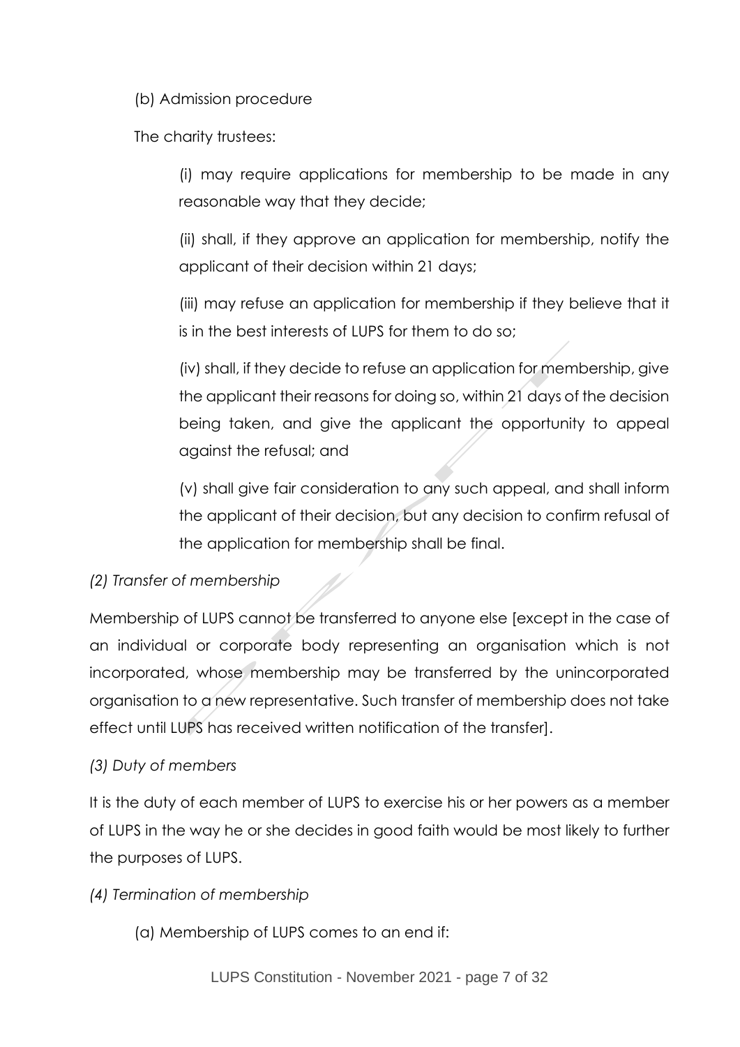(b) Admission procedure

The charity trustees:

(i) may require applications for membership to be made in any reasonable way that they decide;

(ii) shall, if they approve an application for membership, notify the applicant of their decision within 21 days;

(iii) may refuse an application for membership if they believe that it is in the best interests of LUPS for them to do so;

(iv) shall, if they decide to refuse an application for membership, give the applicant their reasons for doing so, within 21 days of the decision being taken, and give the applicant the opportunity to appeal against the refusal; and

(v) shall give fair consideration to any such appeal, and shall inform the applicant of their decision, but any decision to confirm refusal of the application for membership shall be final.

*(2) Transfer of membership*

Membership of LUPS cannot be transferred to anyone else [except in the case of an individual or corporate body representing an organisation which is not incorporated, whose membership may be transferred by the unincorporated organisation to a new representative. Such transfer of membership does not take effect until LUPS has received written notification of the transfer].

*(3) Duty of members*

It is the duty of each member of LUPS to exercise his or her powers as a member of LUPS in the way he or she decides in good faith would be most likely to further the purposes of LUPS.

*(4) Termination of membership*

(a) Membership of LUPS comes to an end if: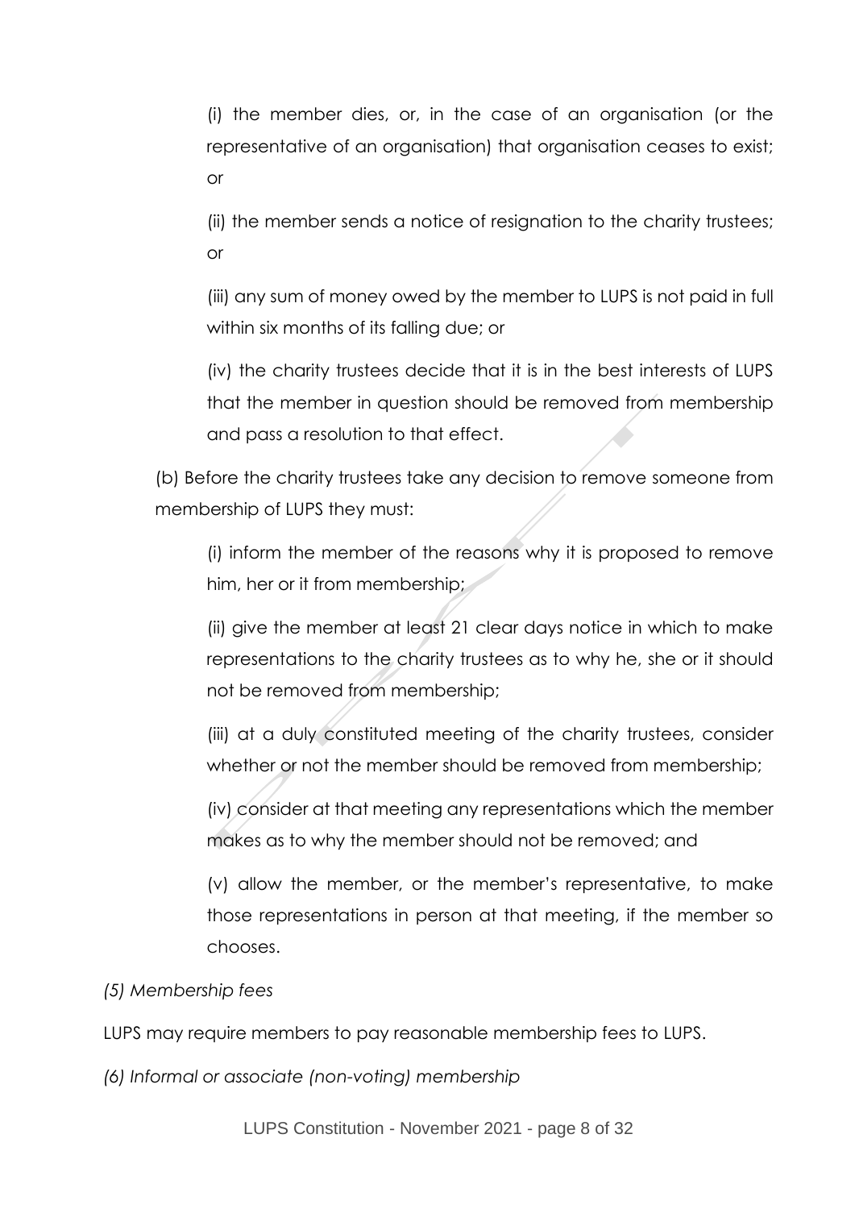(i) the member dies, or, in the case of an organisation (or the representative of an organisation) that organisation ceases to exist; or

(ii) the member sends a notice of resignation to the charity trustees; or

(iii) any sum of money owed by the member to LUPS is not paid in full within six months of its falling due; or

(iv) the charity trustees decide that it is in the best interests of LUPS that the member in question should be removed from membership and pass a resolution to that effect.

(b) Before the charity trustees take any decision to remove someone from membership of LUPS they must:

(i) inform the member of the reasons why it is proposed to remove him, her or it from membership;

(ii) give the member at least 21 clear days notice in which to make representations to the charity trustees as to why he, she or it should not be removed from membership;

(iii) at a duly constituted meeting of the charity trustees, consider whether or not the member should be removed from membership;

(iv) consider at that meeting any representations which the member makes as to why the member should not be removed; and

(v) allow the member, or the member's representative, to make those representations in person at that meeting, if the member so chooses.

*(5) Membership fees*

LUPS may require members to pay reasonable membership fees to LUPS.

*(6) Informal or associate (non-voting) membership*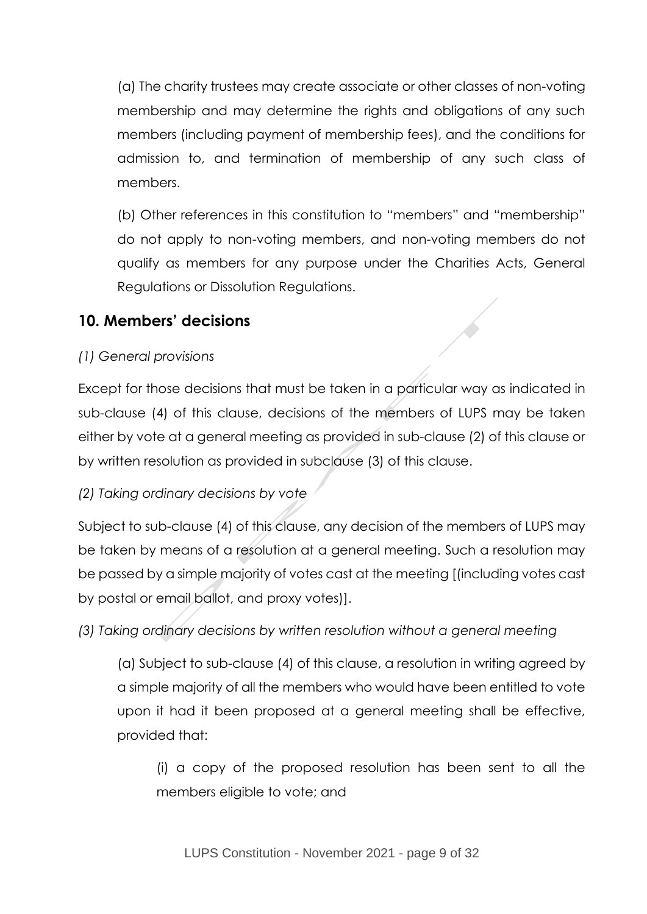(a) The charity trustees may create associate or other classes of non-voting membership and may determine the rights and obligations of any such members (including payment of membership fees), and the conditions for admission to, and termination of membership of any such class of members.

(b) Other references in this constitution to "members" and "membership" do not apply to non-voting members, and non-voting members do not qualify as members for any purpose under the Charities Acts, General Regulations or Dissolution Regulations.

## 10. Members' decisions

*(1) General provisions*

Except for those decisions that must be taken in a particular way as indicated in sub-clause (4) of this clause, decisions of the members of LUPS may be taken either by vote at a general meeting as provided in sub-clause (2) of this clause or by written resolution as provided in subclause (3) of this clause.

*(2) Taking ordinary decisions by vote*

Subject to sub-clause (4) of this clause, any decision of the members of LUPS may be taken by means of a resolution at a general meeting. Such a resolution may be passed by a simple majority of votes cast at the meeting [(including votes cast by postal or email ballot, and proxy votes)].

*(3) Taking ordinary decisions by written resolution without a general meeting*

(a) Subject to sub-clause (4) of this clause, a resolution in writing agreed by a simple majority of all the members who would have been entitled to vote upon it had it been proposed at a general meeting shall be effective, provided that:

(i) a copy of the proposed resolution has been sent to all the members eligible to vote; and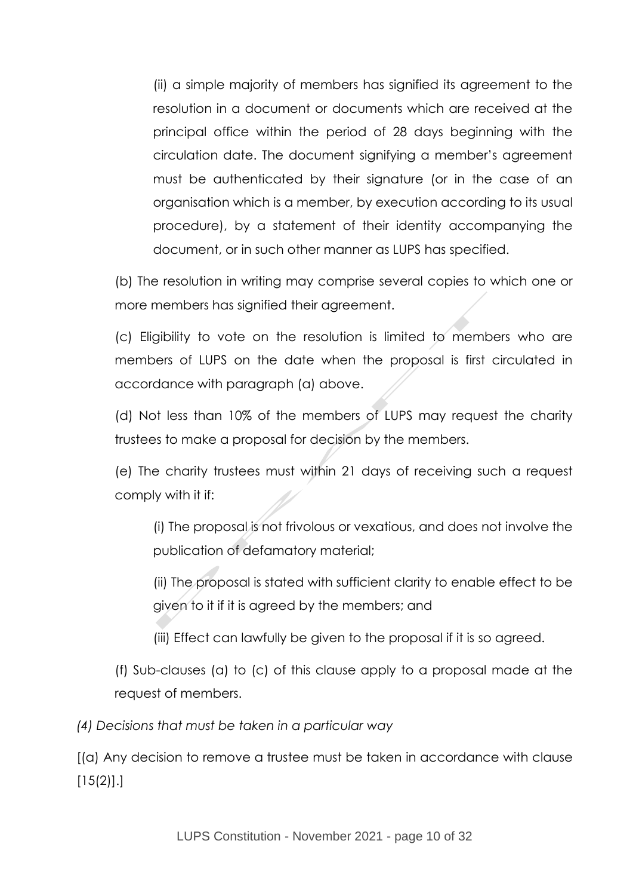(ii) a simple majority of members has signified its agreement to the resolution in a document or documents which are received at the principal office within the period of 28 days beginning with the circulation date. The document signifying a member's agreement must be authenticated by their signature (or in the case of an organisation which is a member, by execution according to its usual procedure), by a statement of their identity accompanying the document, or in such other manner as LUPS has specified.

(b) The resolution in writing may comprise several copies to which one or more members has signified their agreement.

(c) Eligibility to vote on the resolution is limited to members who are members of LUPS on the date when the proposal is first circulated in accordance with paragraph (a) above.

(d) Not less than 10% of the members of LUPS may request the charity trustees to make a proposal for decision by the members.

(e) The charity trustees must within 21 days of receiving such a request comply with it if:

(i) The proposal is not frivolous or vexatious, and does not involve the publication of defamatory material;

(ii) The proposal is stated with sufficient clarity to enable effect to be given to it if it is agreed by the members; and

(iii) Effect can lawfully be given to the proposal if it is so agreed.

(f) Sub-clauses (a) to (c) of this clause apply to a proposal made at the request of members.

*(4) Decisions that must be taken in a particular way*

[(a) Any decision to remove a trustee must be taken in accordance with clause [15(2)].]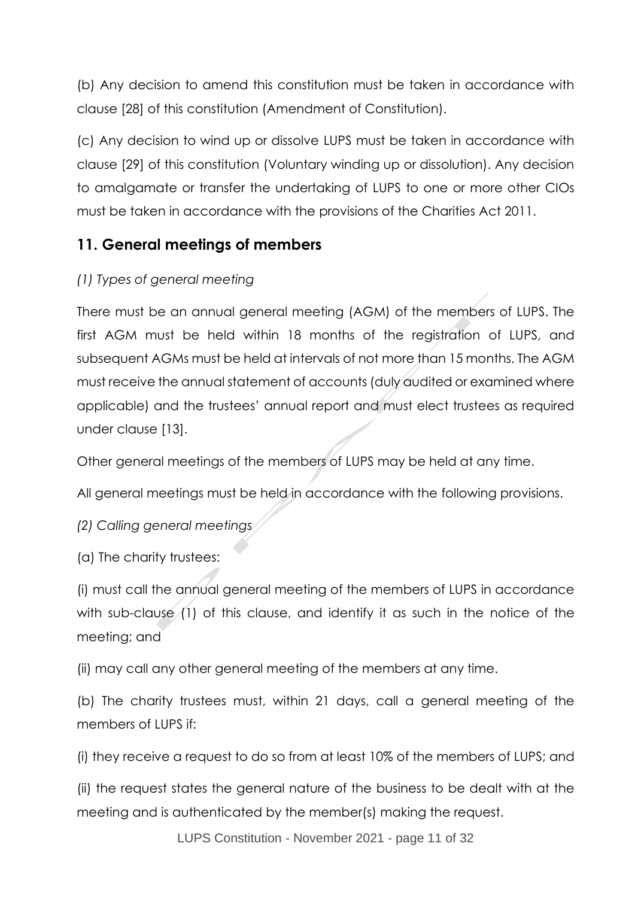(b) Any decision to amend this constitution must be taken in accordance with clause [28] of this constitution (Amendment of Constitution).

(c) Any decision to wind up or dissolve LUPS must be taken in accordance with clause [29] of this constitution (Voluntary winding up or dissolution). Any decision to amalgamate or transfer the undertaking of LUPS to one or more other CIOs must be taken in accordance with the provisions of the Charities Act 2011.

## 11. General meetings of members

*(1) Types of general meeting*

There must be an annual general meeting (AGM) of the members of LUPS. The first AGM must be held within 18 months of the registration of LUPS, and subsequent AGMs must be held at intervals of not more than 15 months. The AGM must receive the annual statement of accounts (duly audited or examined where applicable) and the trustees' annual report and must elect trustees as required under clause [13].

Other general meetings of the members of LUPS may be held at any time.

All general meetings must be held in accordance with the following provisions.

*(2) Calling general meetings*

(a) The charity trustees:

(i) must call the annual general meeting of the members of LUPS in accordance with sub-clause (1) of this clause, and identify it as such in the notice of the meeting; and

(ii) may call any other general meeting of the members at any time.

(b) The charity trustees must, within 21 days, call a general meeting of the members of LUPS if:

(i) they receive a request to do so from at least 10% of the members of LUPS; and

(ii) the request states the general nature of the business to be dealt with at the meeting and is authenticated by the member(s) making the request.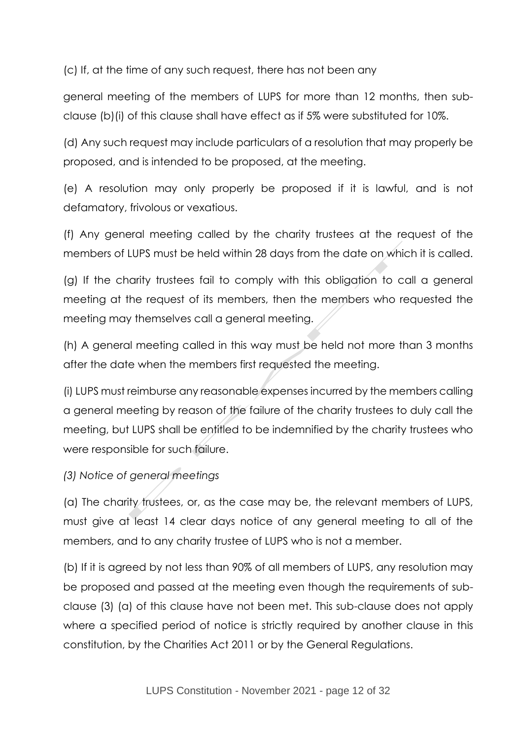(c) If, at the time of any such request, there has not been any general meeting of the members of LUPS for more than 12 months, then sub-clause (b)(i) of this clause shall have effect as if 5% were substituted for 10%.

(d) Any such request may include particulars of a resolution that may properly be proposed, and is intended to be proposed, at the meeting.

(e) A resolution may only properly be proposed if it is lawful, and is not defamatory, frivolous or vexatious.

(f) Any general meeting called by the charity trustees at the request of the members of LUPS must be held within 28 days from the date on which it is called.

(g) If the charity trustees fail to comply with this obligation to call a general meeting at the request of its members, then the members who requested the meeting may themselves call a general meeting.

(h) A general meeting called in this way must be held not more than 3 months after the date when the members first requested the meeting.

(i) LUPS must reimburse any reasonable expenses incurred by the members calling a general meeting by reason of the failure of the charity trustees to duly call the meeting, but LUPS shall be entitled to be indemnified by the charity trustees who were responsible for such failure.

*(3) Notice of general meetings*

(a) The charity trustees, or, as the case may be, the relevant members of LUPS, must give at least 14 clear days notice of any general meeting to all of the members, and to any charity trustee of LUPS who is not a member.

(b) If it is agreed by not less than 90% of all members of LUPS, any resolution may be proposed and passed at the meeting even though the requirements of sub-clause (3) (a) of this clause have not been met. This sub-clause does not apply where a specified period of notice is strictly required by another clause in this constitution, by the Charities Act 2011 or by the General Regulations.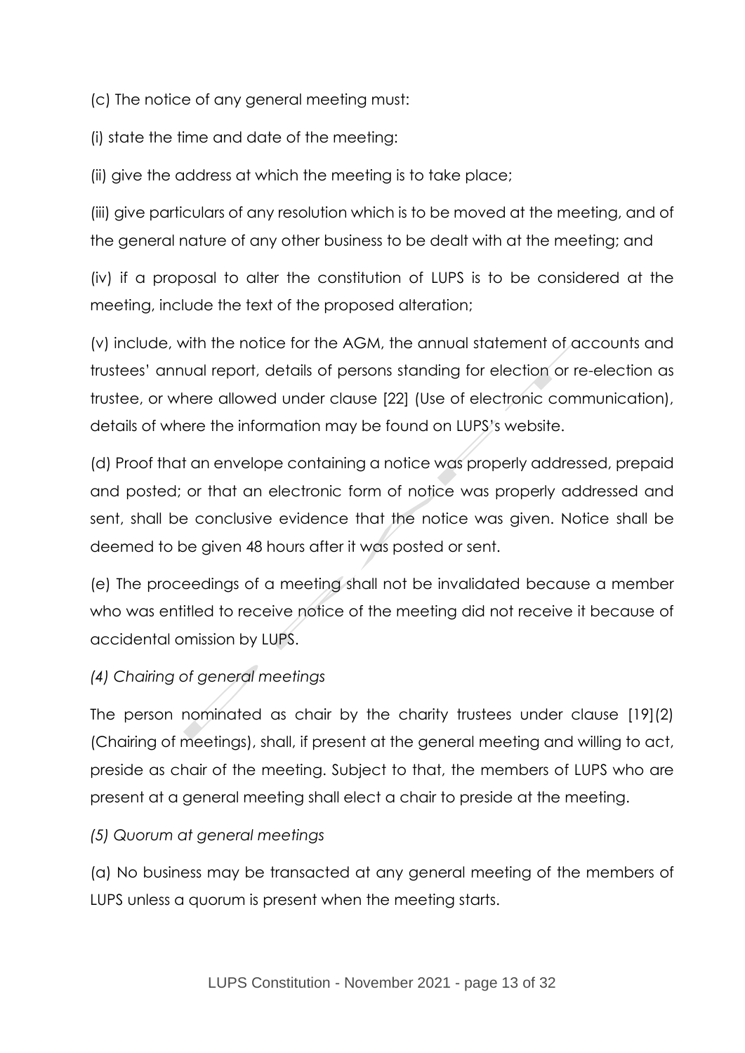(c) The notice of any general meeting must:

(i) state the time and date of the meeting:

(ii) give the address at which the meeting is to take place;

(iii) give particulars of any resolution which is to be moved at the meeting, and of the general nature of any other business to be dealt with at the meeting; and

(iv) if a proposal to alter the constitution of LUPS is to be considered at the meeting, include the text of the proposed alteration;

(v) include, with the notice for the AGM, the annual statement of accounts and trustees' annual report, details of persons standing for election or re-election as trustee, or where allowed under clause [22] (Use of electronic communication), details of where the information may be found on LUPS's website.

(d) Proof that an envelope containing a notice was properly addressed, prepaid and posted; or that an electronic form of notice was properly addressed and sent, shall be conclusive evidence that the notice was given. Notice shall be deemed to be given 48 hours after it was posted or sent.

(e) The proceedings of a meeting shall not be invalidated because a member who was entitled to receive notice of the meeting did not receive it because of accidental omission by LUPS.

*(4) Chairing of general meetings*

The person nominated as chair by the charity trustees under clause [19](2) (Chairing of meetings), shall, if present at the general meeting and willing to act, preside as chair of the meeting. Subject to that, the members of LUPS who are present at a general meeting shall elect a chair to preside at the meeting.

*(5) Quorum at general meetings*

(a) No business may be transacted at any general meeting of the members of LUPS unless a quorum is present when the meeting starts.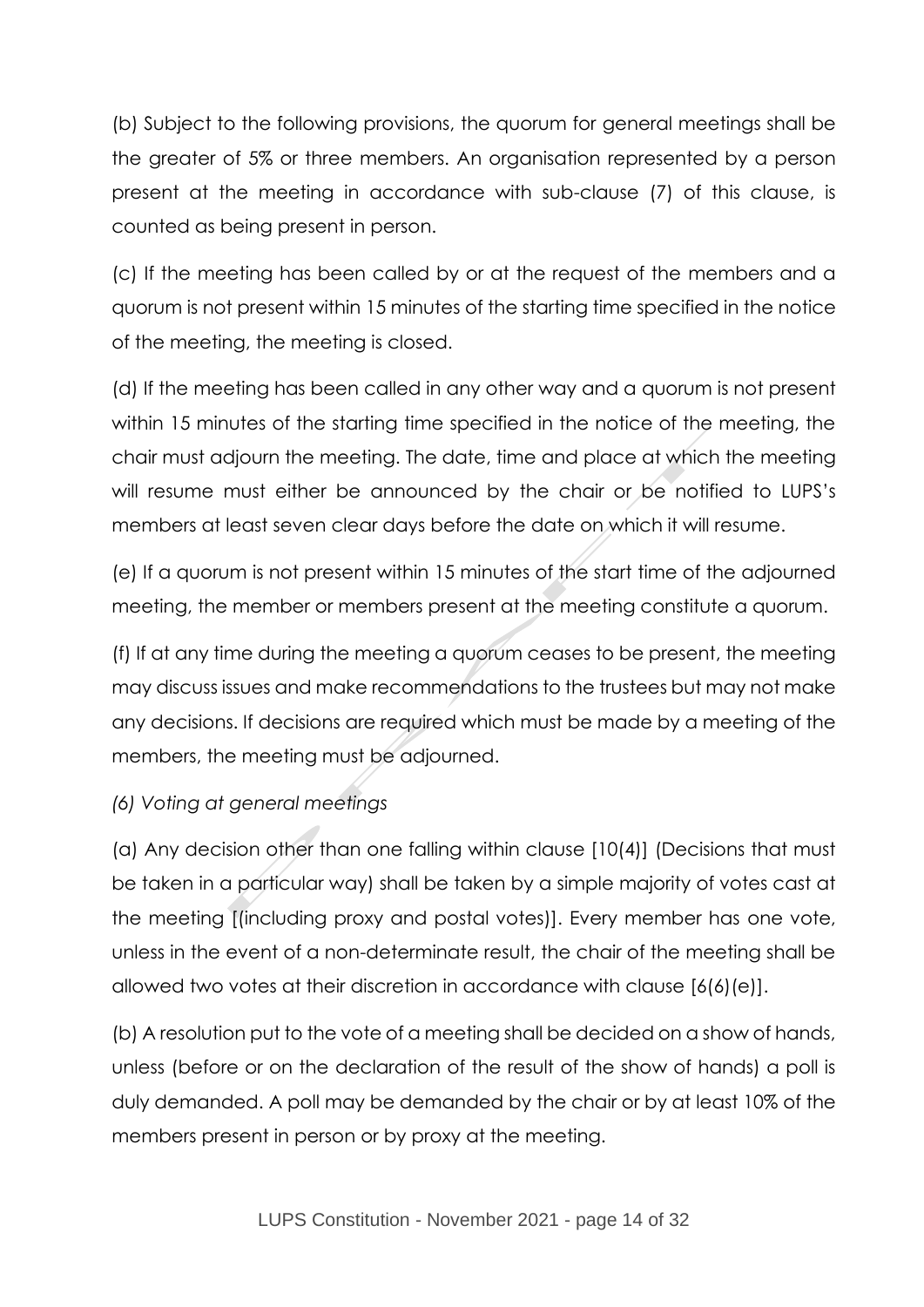(b) Subject to the following provisions, the quorum for general meetings shall be the greater of 5% or three members. An organisation represented by a person present at the meeting in accordance with sub-clause (7) of this clause, is counted as being present in person.

(c) If the meeting has been called by or at the request of the members and a quorum is not present within 15 minutes of the starting time specified in the notice of the meeting, the meeting is closed.

(d) If the meeting has been called in any other way and a quorum is not present within 15 minutes of the starting time specified in the notice of the meeting, the chair must adjourn the meeting. The date, time and place at which the meeting will resume must either be announced by the chair or be notified to LUPS's members at least seven clear days before the date on which it will resume.

(e) If a quorum is not present within 15 minutes of the start time of the adjourned meeting, the member or members present at the meeting constitute a quorum.

(f) If at any time during the meeting a quorum ceases to be present, the meeting may discuss issues and make recommendations to the trustees but may not make any decisions. If decisions are required which must be made by a meeting of the members, the meeting must be adjourned.

*(6) Voting at general meetings*

(a) Any decision other than one falling within clause [10(4)] (Decisions that must be taken in a particular way) shall be taken by a simple majority of votes cast at the meeting [(including proxy and postal votes)]. Every member has one vote, unless in the event of a non-determinate result, the chair of the meeting shall be allowed two votes at their discretion in accordance with clause [6(6)(e)].

(b) A resolution put to the vote of a meeting shall be decided on a show of hands, unless (before or on the declaration of the result of the show of hands) a poll is duly demanded. A poll may be demanded by the chair or by at least 10% of the members present in person or by proxy at the meeting.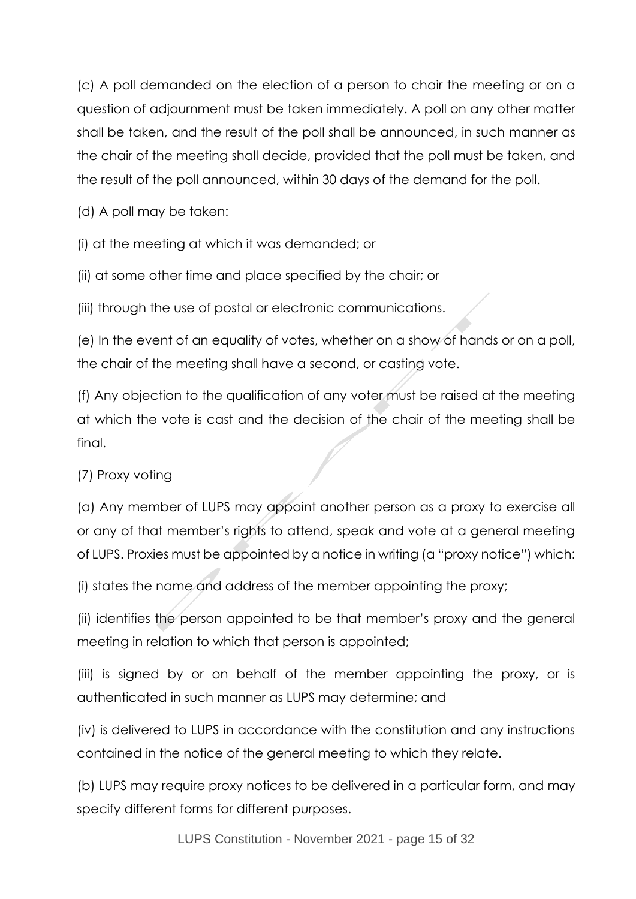(c) A poll demanded on the election of a person to chair the meeting or on a question of adjournment must be taken immediately. A poll on any other matter shall be taken, and the result of the poll shall be announced, in such manner as the chair of the meeting shall decide, provided that the poll must be taken, and the result of the poll announced, within 30 days of the demand for the poll.

(d) A poll may be taken:

(i) at the meeting at which it was demanded; or

(ii) at some other time and place specified by the chair; or

(iii) through the use of postal or electronic communications.

(e) In the event of an equality of votes, whether on a show of hands or on a poll, the chair of the meeting shall have a second, or casting vote.

(f) Any objection to the qualification of any voter must be raised at the meeting at which the vote is cast and the decision of the chair of the meeting shall be final.

(7) Proxy voting

(a) Any member of LUPS may appoint another person as a proxy to exercise all or any of that member's rights to attend, speak and vote at a general meeting of LUPS. Proxies must be appointed by a notice in writing (a "proxy notice") which:

(i) states the name and address of the member appointing the proxy;

(ii) identifies the person appointed to be that member's proxy and the general meeting in relation to which that person is appointed;

(iii) is signed by or on behalf of the member appointing the proxy, or is authenticated in such manner as LUPS may determine; and

(iv) is delivered to LUPS in accordance with the constitution and any instructions contained in the notice of the general meeting to which they relate.

(b) LUPS may require proxy notices to be delivered in a particular form, and may specify different forms for different purposes.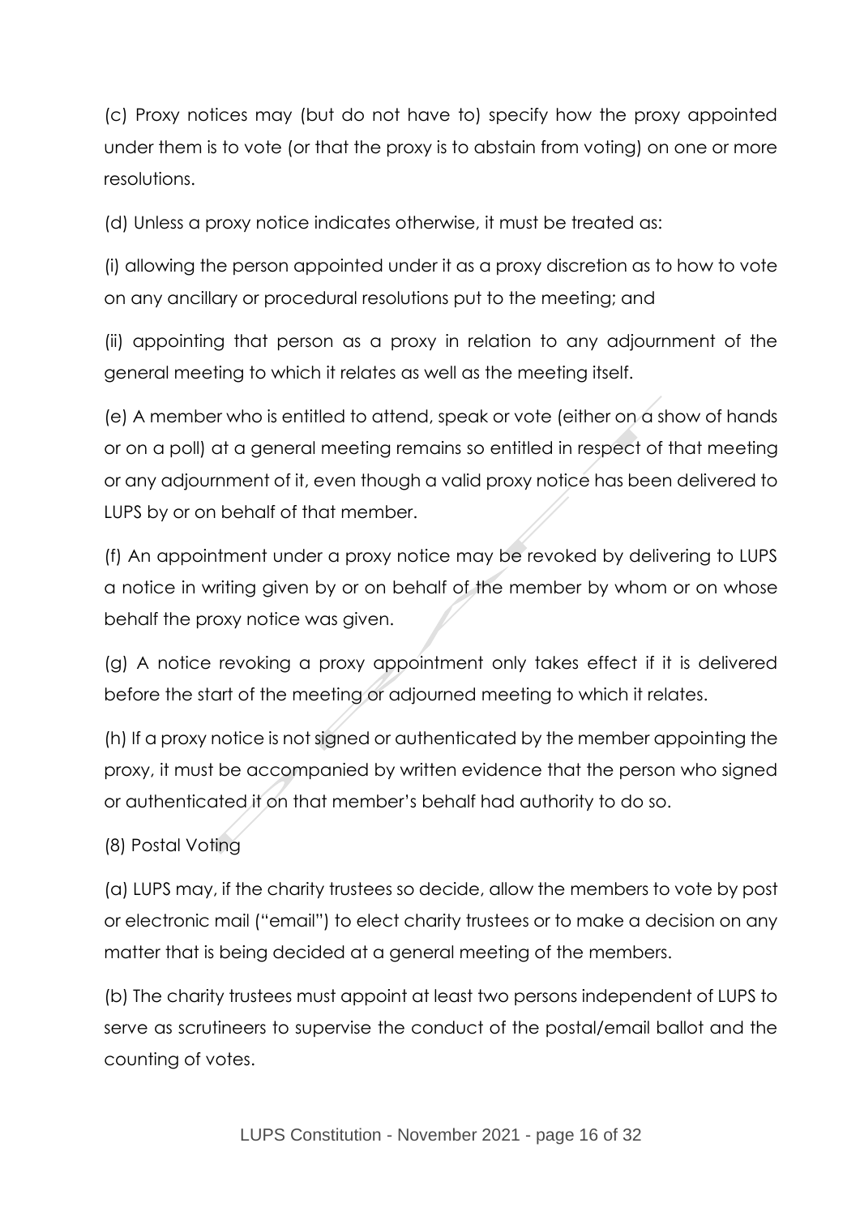(c) Proxy notices may (but do not have to) specify how the proxy appointed under them is to vote (or that the proxy is to abstain from voting) on one or more resolutions.

(d) Unless a proxy notice indicates otherwise, it must be treated as:

(i) allowing the person appointed under it as a proxy discretion as to how to vote on any ancillary or procedural resolutions put to the meeting; and

(ii) appointing that person as a proxy in relation to any adjournment of the general meeting to which it relates as well as the meeting itself.

(e) A member who is entitled to attend, speak or vote (either on a show of hands or on a poll) at a general meeting remains so entitled in respect of that meeting or any adjournment of it, even though a valid proxy notice has been delivered to LUPS by or on behalf of that member.

(f) An appointment under a proxy notice may be revoked by delivering to LUPS a notice in writing given by or on behalf of the member by whom or on whose behalf the proxy notice was given.

(g) A notice revoking a proxy appointment only takes effect if it is delivered before the start of the meeting or adjourned meeting to which it relates.

(h) If a proxy notice is not signed or authenticated by the member appointing the proxy, it must be accompanied by written evidence that the person who signed or authenticated it on that member's behalf had authority to do so.

(8) Postal Voting

(a) LUPS may, if the charity trustees so decide, allow the members to vote by post or electronic mail ("email") to elect charity trustees or to make a decision on any matter that is being decided at a general meeting of the members.

(b) The charity trustees must appoint at least two persons independent of LUPS to serve as scrutineers to supervise the conduct of the postal/email ballot and the counting of votes.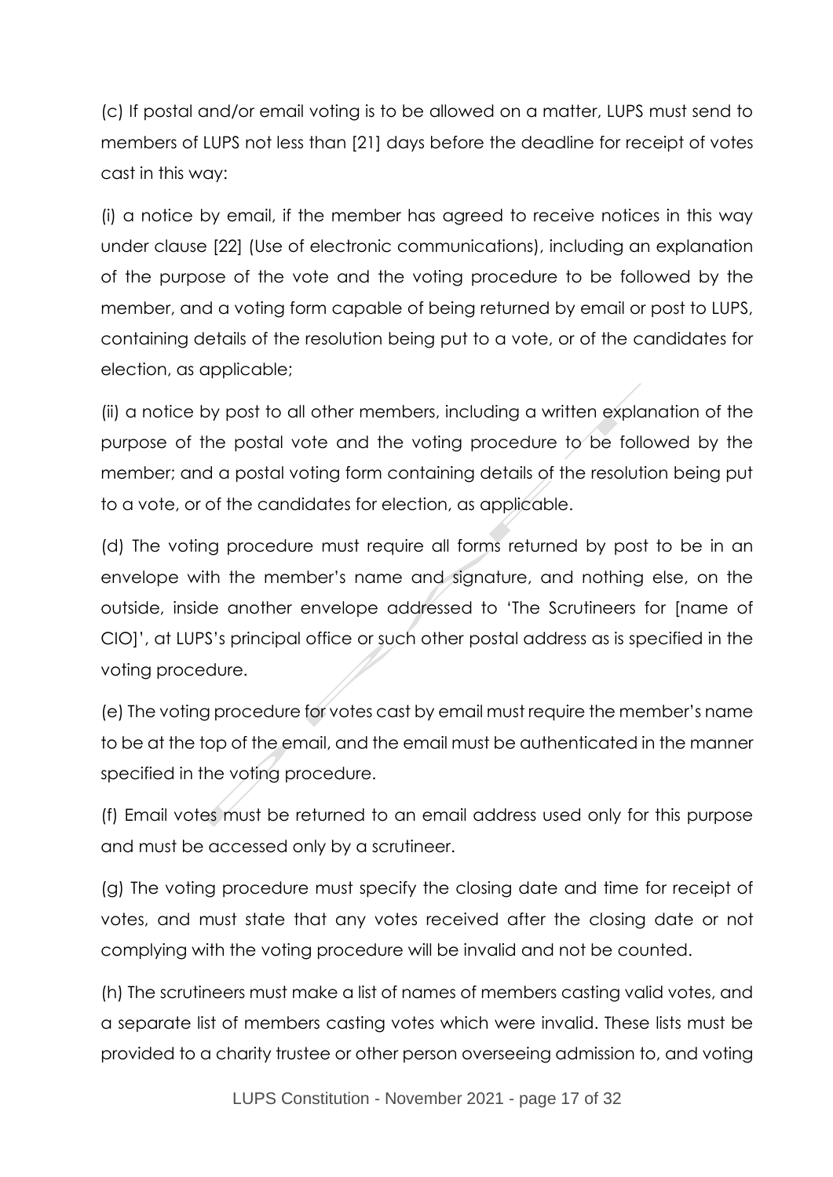(c) If postal and/or email voting is to be allowed on a matter, LUPS must send to members of LUPS not less than [21] days before the deadline for receipt of votes cast in this way:

(i) a notice by email, if the member has agreed to receive notices in this way under clause [22] (Use of electronic communications), including an explanation of the purpose of the vote and the voting procedure to be followed by the member, and a voting form capable of being returned by email or post to LUPS, containing details of the resolution being put to a vote, or of the candidates for election, as applicable;

(ii) a notice by post to all other members, including a written explanation of the purpose of the postal vote and the voting procedure to be followed by the member; and a postal voting form containing details of the resolution being put to a vote, or of the candidates for election, as applicable.

(d) The voting procedure must require all forms returned by post to be in an envelope with the member's name and signature, and nothing else, on the outside, inside another envelope addressed to 'The Scrutineers for [name of CIO]', at LUPS's principal office or such other postal address as is specified in the voting procedure.

(e) The voting procedure for votes cast by email must require the member's name to be at the top of the email, and the email must be authenticated in the manner specified in the voting procedure.

(f) Email votes must be returned to an email address used only for this purpose and must be accessed only by a scrutineer.

(g) The voting procedure must specify the closing date and time for receipt of votes, and must state that any votes received after the closing date or not complying with the voting procedure will be invalid and not be counted.

(h) The scrutineers must make a list of names of members casting valid votes, and a separate list of members casting votes which were invalid. These lists must be provided to a charity trustee or other person overseeing admission to, and voting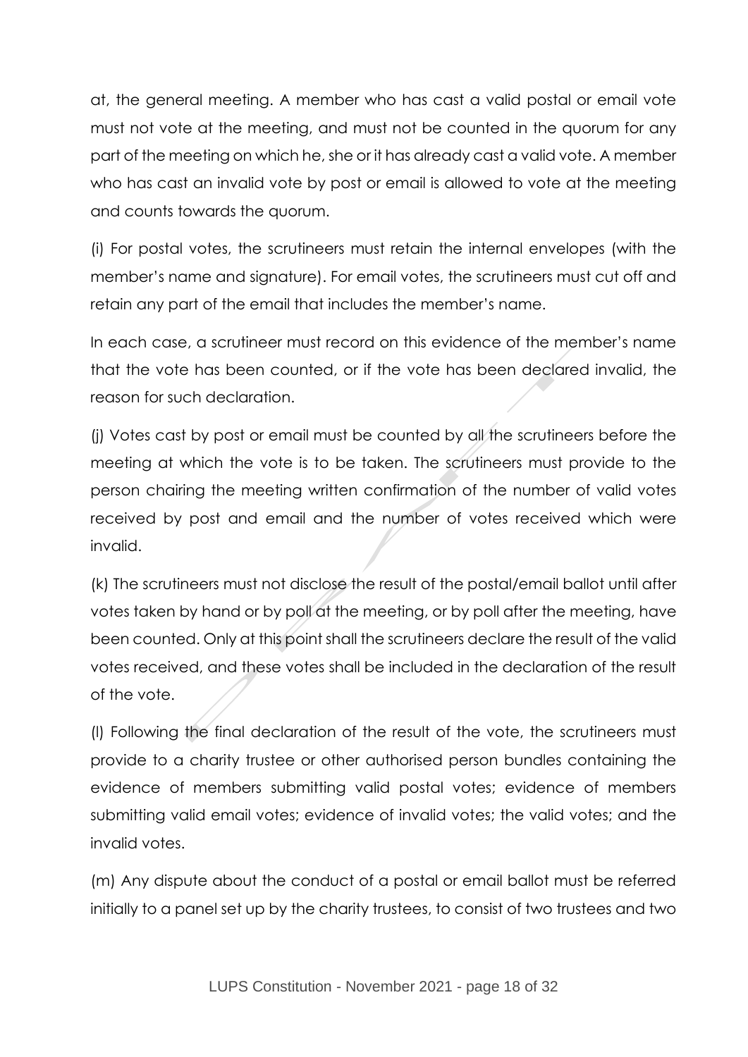at, the general meeting. A member who has cast a valid postal or email vote must not vote at the meeting, and must not be counted in the quorum for any part of the meeting on which he, she or it has already cast a valid vote. A member who has cast an invalid vote by post or email is allowed to vote at the meeting and counts towards the quorum.

(i) For postal votes, the scrutineers must retain the internal envelopes (with the member's name and signature). For email votes, the scrutineers must cut off and retain any part of the email that includes the member's name.

In each case, a scrutineer must record on this evidence of the member's name that the vote has been counted, or if the vote has been declared invalid, the reason for such declaration.

(j) Votes cast by post or email must be counted by all the scrutineers before the meeting at which the vote is to be taken. The scrutineers must provide to the person chairing the meeting written confirmation of the number of valid votes received by post and email and the number of votes received which were invalid.

(k) The scrutineers must not disclose the result of the postal/email ballot until after votes taken by hand or by poll at the meeting, or by poll after the meeting, have been counted. Only at this point shall the scrutineers declare the result of the valid votes received, and these votes shall be included in the declaration of the result of the vote.

(l) Following the final declaration of the result of the vote, the scrutineers must provide to a charity trustee or other authorised person bundles containing the evidence of members submitting valid postal votes; evidence of members submitting valid email votes; evidence of invalid votes; the valid votes; and the invalid votes.

(m) Any dispute about the conduct of a postal or email ballot must be referred initially to a panel set up by the charity trustees, to consist of two trustees and two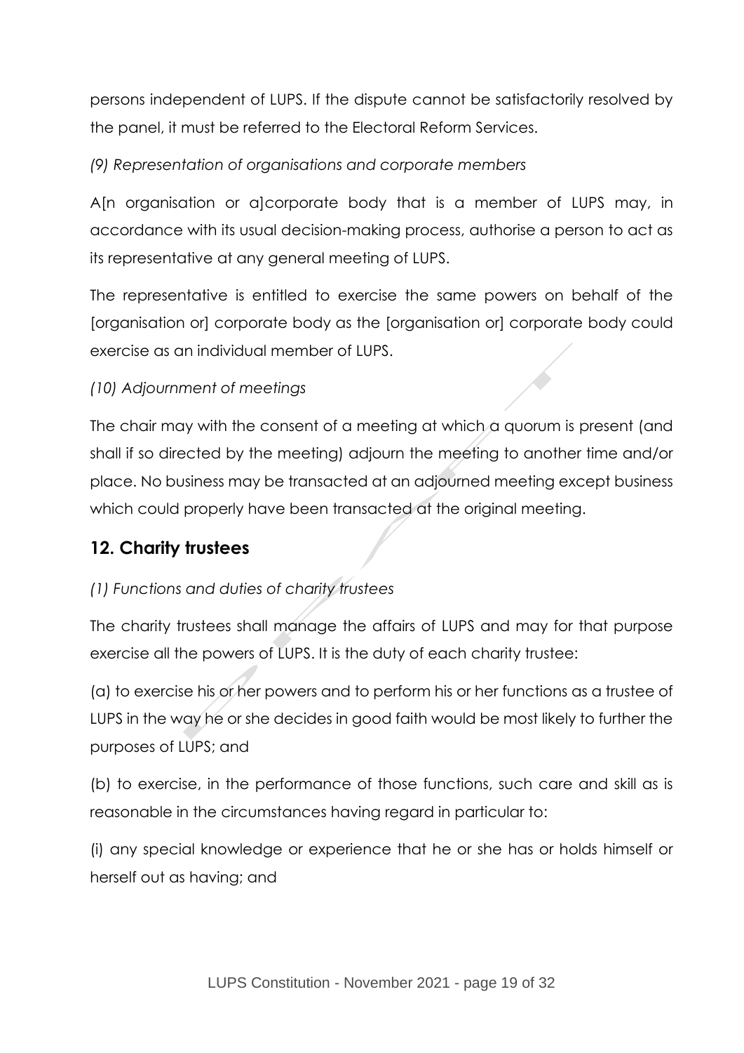persons independent of LUPS. If the dispute cannot be satisfactorily resolved by the panel, it must be referred to the Electoral Reform Services.

*(9) Representation of organisations and corporate members*

A[n organisation or a]corporate body that is a member of LUPS may, in accordance with its usual decision-making process, authorise a person to act as its representative at any general meeting of LUPS.

The representative is entitled to exercise the same powers on behalf of the [organisation or] corporate body as the [organisation or] corporate body could exercise as an individual member of LUPS.

*(10) Adjournment of meetings*

The chair may with the consent of a meeting at which a quorum is present (and shall if so directed by the meeting) adjourn the meeting to another time and/or place. No business may be transacted at an adjourned meeting except business which could properly have been transacted at the original meeting.

## 12. Charity trustees

*(1) Functions and duties of charity trustees*

The charity trustees shall manage the affairs of LUPS and may for that purpose exercise all the powers of LUPS. It is the duty of each charity trustee:

(a) to exercise his or her powers and to perform his or her functions as a trustee of LUPS in the way he or she decides in good faith would be most likely to further the purposes of LUPS; and

(b) to exercise, in the performance of those functions, such care and skill as is reasonable in the circumstances having regard in particular to:

(i) any special knowledge or experience that he or she has or holds himself or herself out as having; and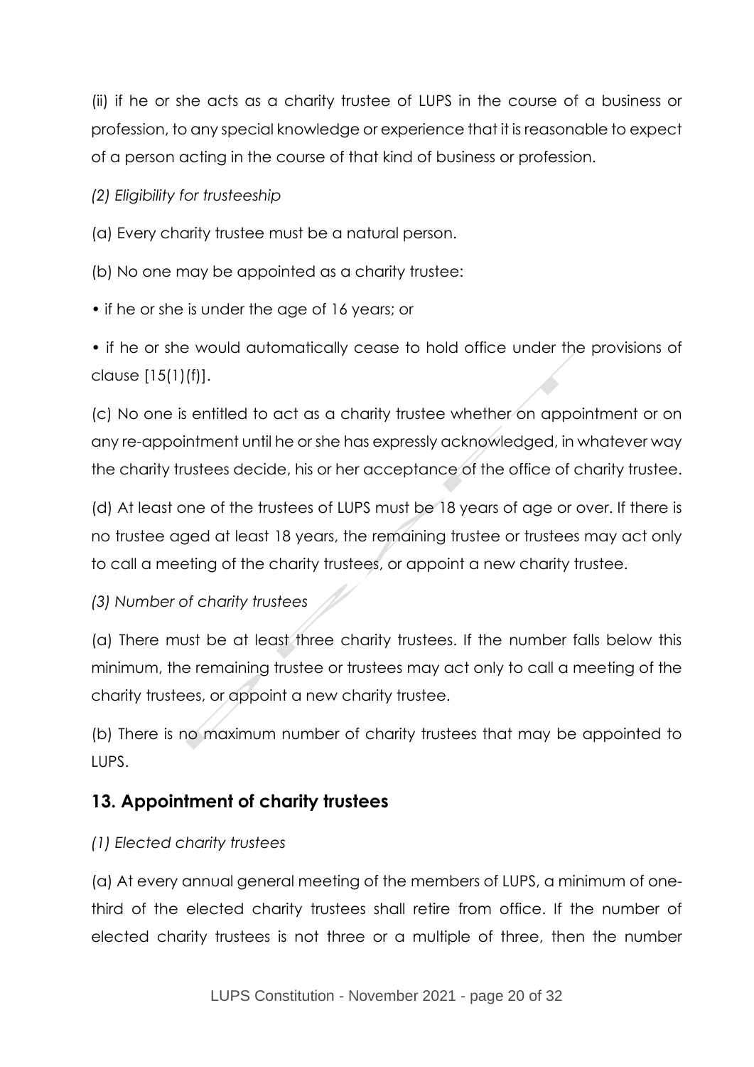(ii) if he or she acts as a charity trustee of LUPS in the course of a business or profession, to any special knowledge or experience that it is reasonable to expect of a person acting in the course of that kind of business or profession.

*(2) Eligibility for trusteeship*

(a) Every charity trustee must be a natural person.

(b) No one may be appointed as a charity trustee:

- if he or she is under the age of 16 years; or
- if he or she would automatically cease to hold office under the provisions of clause [15(1)(f)].

(c) No one is entitled to act as a charity trustee whether on appointment or on any re-appointment until he or she has expressly acknowledged, in whatever way the charity trustees decide, his or her acceptance of the office of charity trustee.

(d) At least one of the trustees of LUPS must be 18 years of age or over. If there is no trustee aged at least 18 years, the remaining trustee or trustees may act only to call a meeting of the charity trustees, or appoint a new charity trustee.

*(3) Number of charity trustees*

(a) There must be at least three charity trustees. If the number falls below this minimum, the remaining trustee or trustees may act only to call a meeting of the charity trustees, or appoint a new charity trustee.

(b) There is no maximum number of charity trustees that may be appointed to LUPS.

## 13. Appointment of charity trustees

*(1) Elected charity trustees*

(a) At every annual general meeting of the members of LUPS, a minimum of one-third of the elected charity trustees shall retire from office. If the number of elected charity trustees is not three or a multiple of three, then the number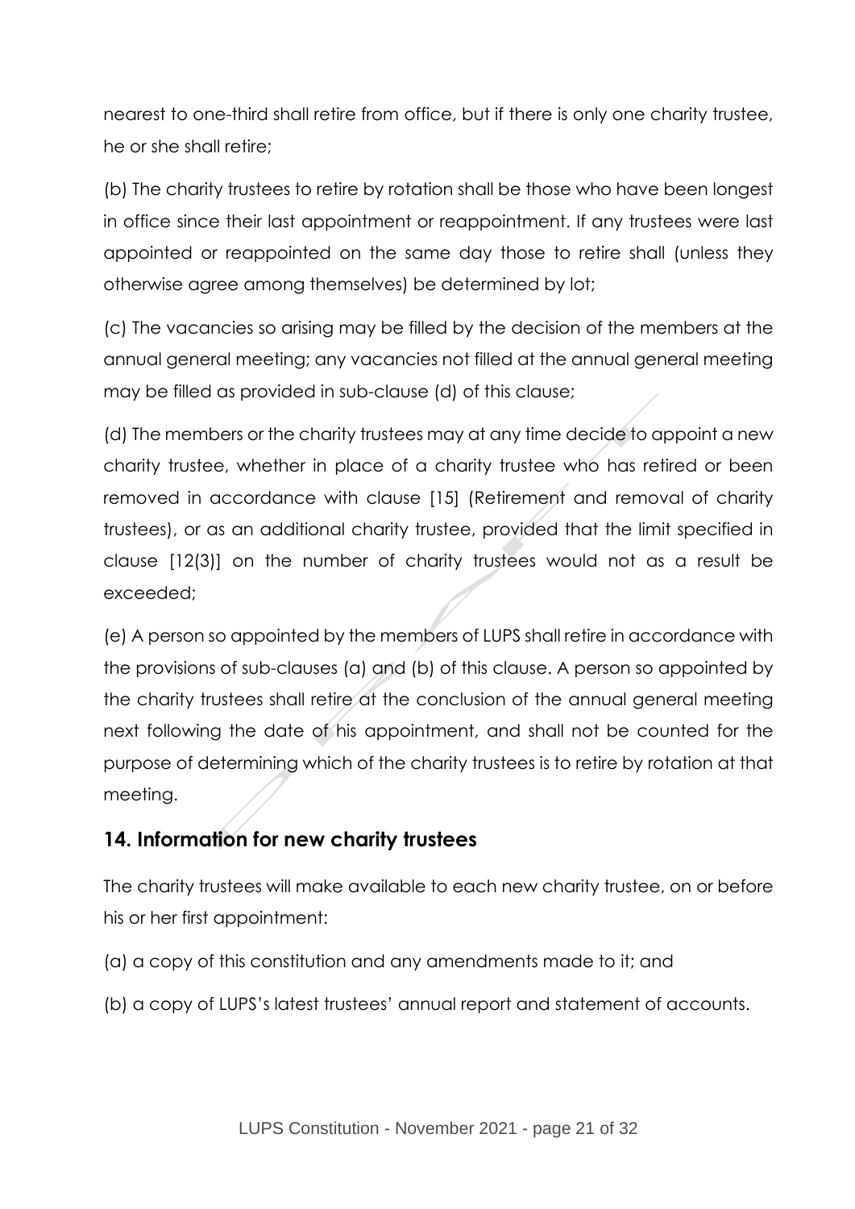nearest to one-third shall retire from office, but if there is only one charity trustee, he or she shall retire;

(b) The charity trustees to retire by rotation shall be those who have been longest in office since their last appointment or reappointment. If any trustees were last appointed or reappointed on the same day those to retire shall (unless they otherwise agree among themselves) be determined by lot;

(c) The vacancies so arising may be filled by the decision of the members at the annual general meeting; any vacancies not filled at the annual general meeting may be filled as provided in sub-clause (d) of this clause;

(d) The members or the charity trustees may at any time decide to appoint a new charity trustee, whether in place of a charity trustee who has retired or been removed in accordance with clause [15] (Retirement and removal of charity trustees), or as an additional charity trustee, provided that the limit specified in clause [12(3)] on the number of charity trustees would not as a result be exceeded;

(e) A person so appointed by the members of LUPS shall retire in accordance with the provisions of sub-clauses (a) and (b) of this clause. A person so appointed by the charity trustees shall retire at the conclusion of the annual general meeting next following the date of his appointment, and shall not be counted for the purpose of determining which of the charity trustees is to retire by rotation at that meeting.

## 14. Information for new charity trustees

The charity trustees will make available to each new charity trustee, on or before his or her first appointment:

(a) a copy of this constitution and any amendments made to it; and

(b) a copy of LUPS's latest trustees' annual report and statement of accounts.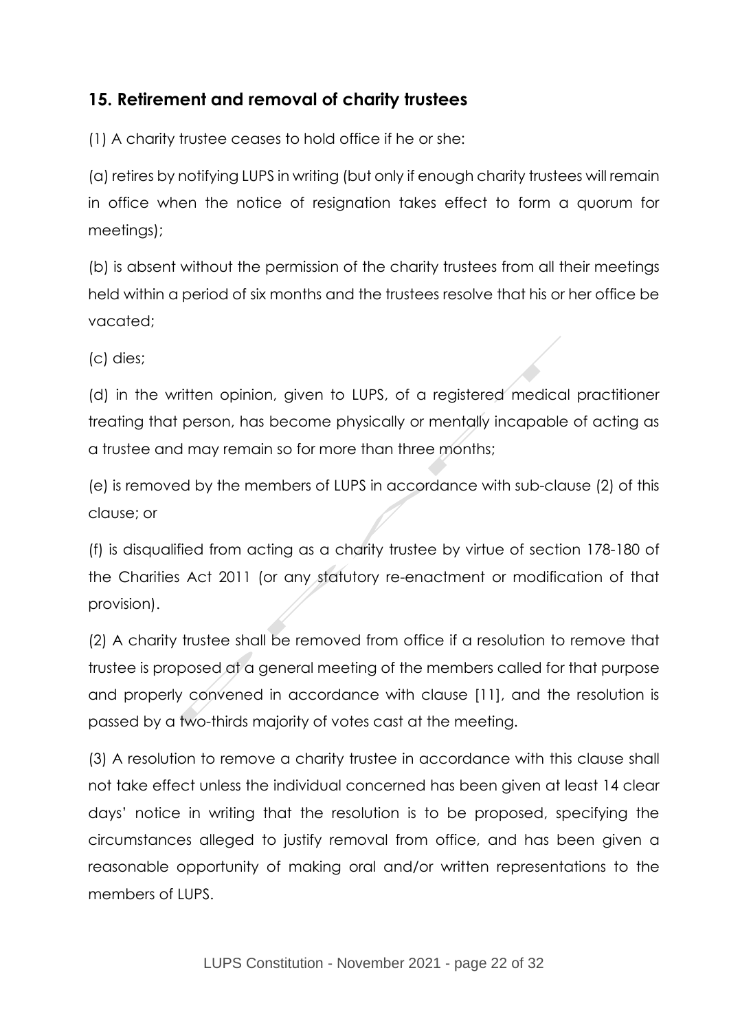## 15. Retirement and removal of charity trustees

(1) A charity trustee ceases to hold office if he or she:

(a) retires by notifying LUPS in writing (but only if enough charity trustees will remain in office when the notice of resignation takes effect to form a quorum for meetings);

(b) is absent without the permission of the charity trustees from all their meetings held within a period of six months and the trustees resolve that his or her office be vacated;

(c) dies;

(d) in the written opinion, given to LUPS, of a registered medical practitioner treating that person, has become physically or mentally incapable of acting as a trustee and may remain so for more than three months;

(e) is removed by the members of LUPS in accordance with sub-clause (2) of this clause; or

(f) is disqualified from acting as a charity trustee by virtue of section 178-180 of the Charities Act 2011 (or any statutory re-enactment or modification of that provision).

(2) A charity trustee shall be removed from office if a resolution to remove that trustee is proposed at a general meeting of the members called for that purpose and properly convened in accordance with clause [11], and the resolution is passed by a two-thirds majority of votes cast at the meeting.

(3) A resolution to remove a charity trustee in accordance with this clause shall not take effect unless the individual concerned has been given at least 14 clear days' notice in writing that the resolution is to be proposed, specifying the circumstances alleged to justify removal from office, and has been given a reasonable opportunity of making oral and/or written representations to the members of LUPS.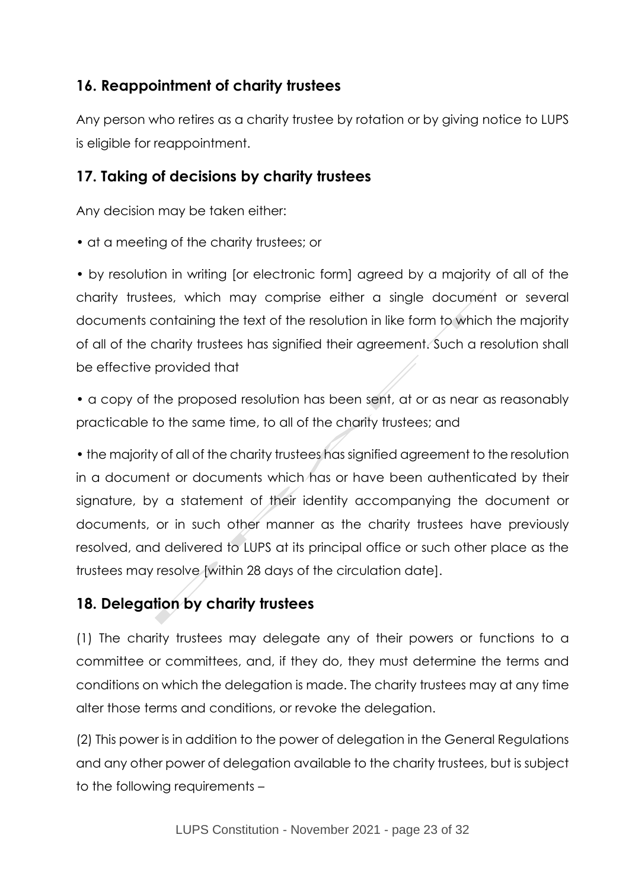## 16. Reappointment of charity trustees

Any person who retires as a charity trustee by rotation or by giving notice to LUPS is eligible for reappointment.

## 17. Taking of decisions by charity trustees

Any decision may be taken either:

- at a meeting of the charity trustees; or
- by resolution in writing [or electronic form] agreed by a majority of all of the charity trustees, which may comprise either a single document or several documents containing the text of the resolution in like form to which the majority of all of the charity trustees has signified their agreement. Such a resolution shall be effective provided that
- a copy of the proposed resolution has been sent, at or as near as reasonably practicable to the same time, to all of the charity trustees; and
- the majority of all of the charity trustees has signified agreement to the resolution in a document or documents which has or have been authenticated by their signature, by a statement of their identity accompanying the document or documents, or in such other manner as the charity trustees have previously resolved, and delivered to LUPS at its principal office or such other place as the trustees may resolve [within 28 days of the circulation date].

## 18. Delegation by charity trustees

(1) The charity trustees may delegate any of their powers or functions to a committee or committees, and, if they do, they must determine the terms and conditions on which the delegation is made. The charity trustees may at any time alter those terms and conditions, or revoke the delegation.

(2) This power is in addition to the power of delegation in the General Regulations and any other power of delegation available to the charity trustees, but is subject to the following requirements –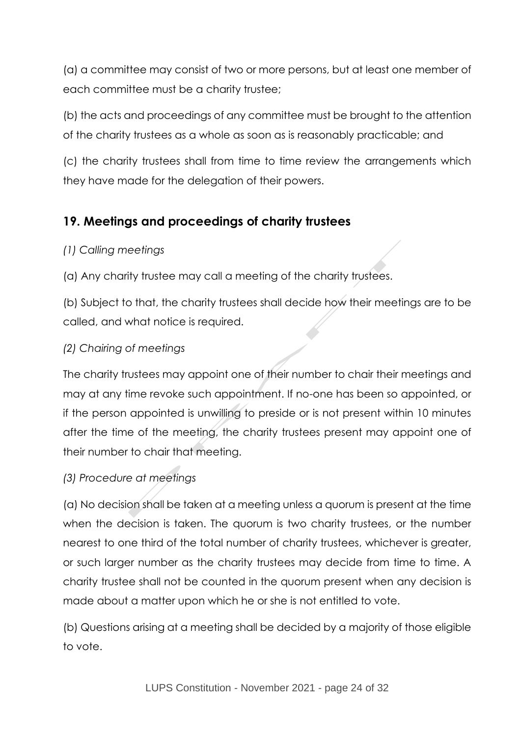(a) a committee may consist of two or more persons, but at least one member of each committee must be a charity trustee;

(b) the acts and proceedings of any committee must be brought to the attention of the charity trustees as a whole as soon as is reasonably practicable; and

(c) the charity trustees shall from time to time review the arrangements which they have made for the delegation of their powers.

## 19. Meetings and proceedings of charity trustees

*(1) Calling meetings*

(a) Any charity trustee may call a meeting of the charity trustees.

(b) Subject to that, the charity trustees shall decide how their meetings are to be called, and what notice is required.

*(2) Chairing of meetings*

The charity trustees may appoint one of their number to chair their meetings and may at any time revoke such appointment. If no-one has been so appointed, or if the person appointed is unwilling to preside or is not present within 10 minutes after the time of the meeting, the charity trustees present may appoint one of their number to chair that meeting.

*(3) Procedure at meetings*

(a) No decision shall be taken at a meeting unless a quorum is present at the time when the decision is taken. The quorum is two charity trustees, or the number nearest to one third of the total number of charity trustees, whichever is greater, or such larger number as the charity trustees may decide from time to time. A charity trustee shall not be counted in the quorum present when any decision is made about a matter upon which he or she is not entitled to vote.

(b) Questions arising at a meeting shall be decided by a majority of those eligible to vote.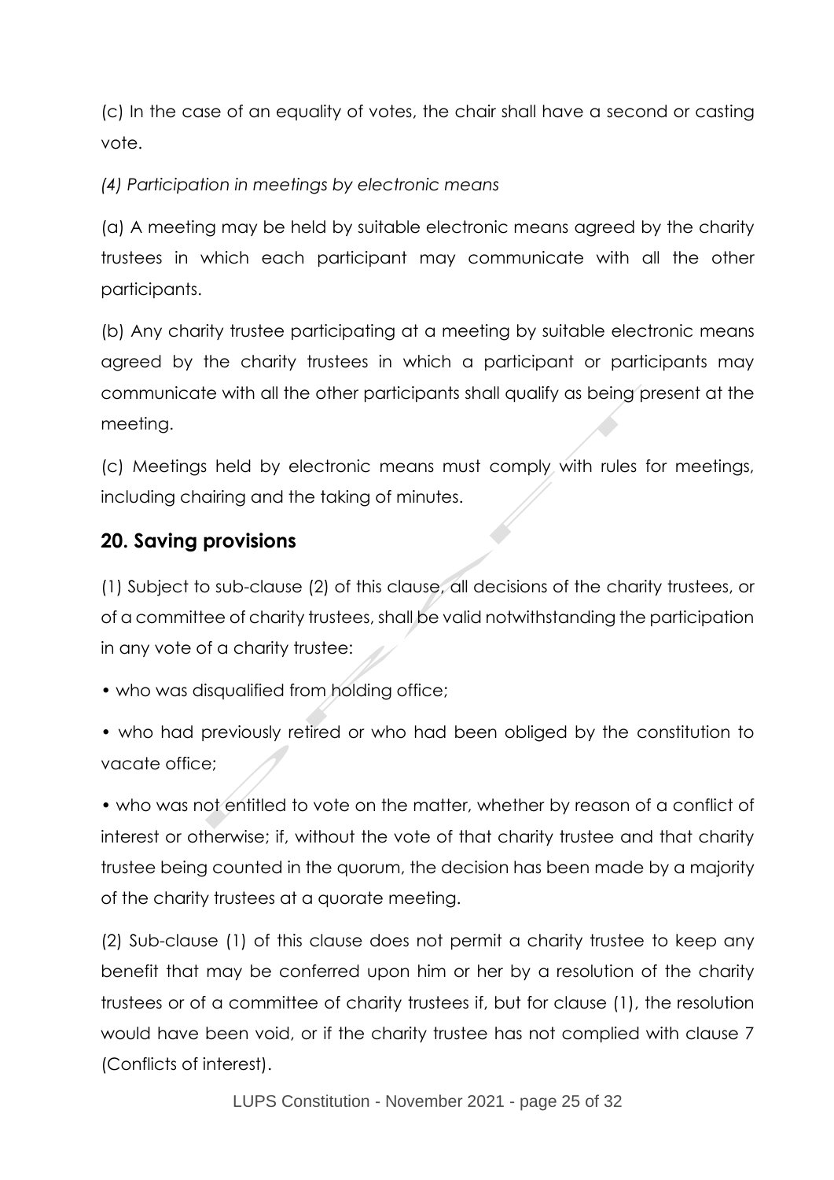(c) In the case of an equality of votes, the chair shall have a second or casting vote.

*(4) Participation in meetings by electronic means*

(a) A meeting may be held by suitable electronic means agreed by the charity trustees in which each participant may communicate with all the other participants.

(b) Any charity trustee participating at a meeting by suitable electronic means agreed by the charity trustees in which a participant or participants may communicate with all the other participants shall qualify as being present at the meeting.

(c) Meetings held by electronic means must comply with rules for meetings, including chairing and the taking of minutes.

## 20. Saving provisions

(1) Subject to sub-clause (2) of this clause, all decisions of the charity trustees, or of a committee of charity trustees, shall be valid notwithstanding the participation in any vote of a charity trustee:

• who was disqualified from holding office;

• who had previously retired or who had been obliged by the constitution to vacate office;

• who was not entitled to vote on the matter, whether by reason of a conflict of interest or otherwise; if, without the vote of that charity trustee and that charity trustee being counted in the quorum, the decision has been made by a majority of the charity trustees at a quorate meeting.

(2) Sub-clause (1) of this clause does not permit a charity trustee to keep any benefit that may be conferred upon him or her by a resolution of the charity trustees or of a committee of charity trustees if, but for clause (1), the resolution would have been void, or if the charity trustee has not complied with clause 7 (Conflicts of interest).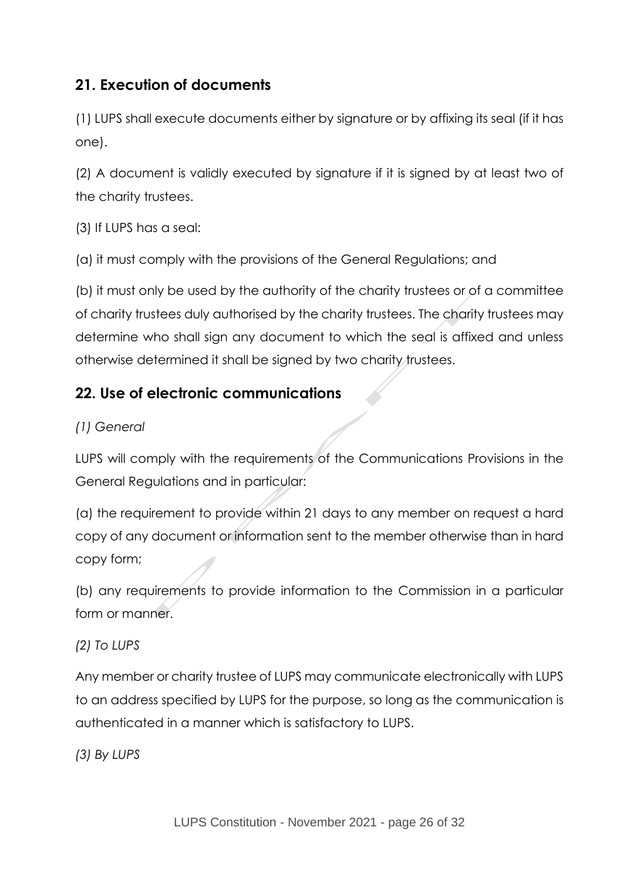## 21. Execution of documents

(1) LUPS shall execute documents either by signature or by affixing its seal (if it has one).

(2) A document is validly executed by signature if it is signed by at least two of the charity trustees.

(3) If LUPS has a seal:

(a) it must comply with the provisions of the General Regulations; and

(b) it must only be used by the authority of the charity trustees or of a committee of charity trustees duly authorised by the charity trustees. The charity trustees may determine who shall sign any document to which the seal is affixed and unless otherwise determined it shall be signed by two charity trustees.

## 22. Use of electronic communications

*(1) General*

LUPS will comply with the requirements of the Communications Provisions in the General Regulations and in particular:

(a) the requirement to provide within 21 days to any member on request a hard copy of any document or information sent to the member otherwise than in hard copy form;

(b) any requirements to provide information to the Commission in a particular form or manner.

*(2) To LUPS*

Any member or charity trustee of LUPS may communicate electronically with LUPS to an address specified by LUPS for the purpose, so long as the communication is authenticated in a manner which is satisfactory to LUPS.

*(3) By LUPS*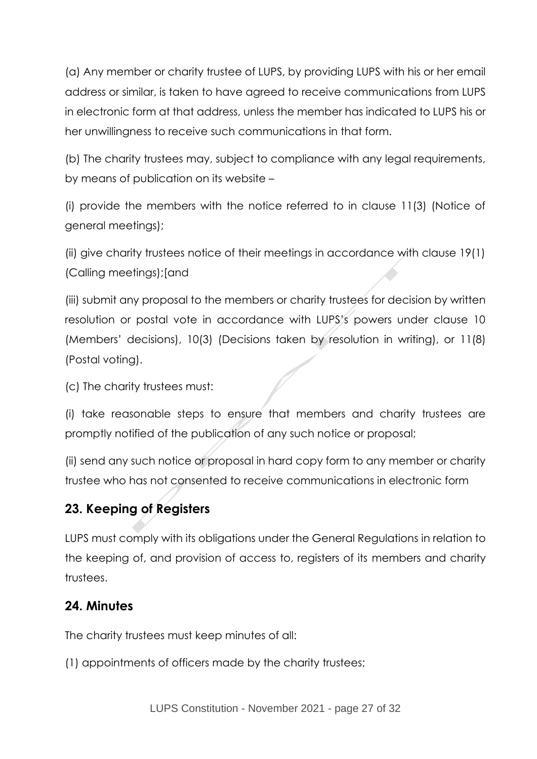(a) Any member or charity trustee of LUPS, by providing LUPS with his or her email address or similar, is taken to have agreed to receive communications from LUPS in electronic form at that address, unless the member has indicated to LUPS his or her unwillingness to receive such communications in that form.

(b) The charity trustees may, subject to compliance with any legal requirements, by means of publication on its website –

(i) provide the members with the notice referred to in clause 11(3) (Notice of general meetings);

(ii) give charity trustees notice of their meetings in accordance with clause 19(1) (Calling meetings);[and

(iii) submit any proposal to the members or charity trustees for decision by written resolution or postal vote in accordance with LUPS's powers under clause 10 (Members' decisions), 10(3) (Decisions taken by resolution in writing), or 11(8) (Postal voting).

(c) The charity trustees must:

(i) take reasonable steps to ensure that members and charity trustees are promptly notified of the publication of any such notice or proposal;

(ii) send any such notice or proposal in hard copy form to any member or charity trustee who has not consented to receive communications in electronic form

## 23. Keeping of Registers

LUPS must comply with its obligations under the General Regulations in relation to the keeping of, and provision of access to, registers of its members and charity trustees.

## 24. Minutes

The charity trustees must keep minutes of all:

(1) appointments of officers made by the charity trustees;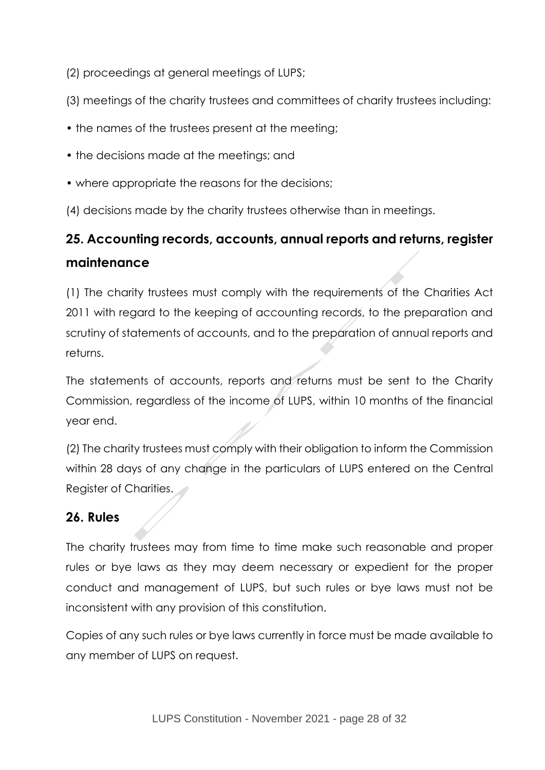(2) proceedings at general meetings of LUPS;

(3) meetings of the charity trustees and committees of charity trustees including:

- the names of the trustees present at the meeting;
- the decisions made at the meetings; and
- where appropriate the reasons for the decisions;

(4) decisions made by the charity trustees otherwise than in meetings.

## 25. Accounting records, accounts, annual reports and returns, register maintenance

(1) The charity trustees must comply with the requirements of the Charities Act 2011 with regard to the keeping of accounting records, to the preparation and scrutiny of statements of accounts, and to the preparation of annual reports and returns.

The statements of accounts, reports and returns must be sent to the Charity Commission, regardless of the income of LUPS, within 10 months of the financial year end.

(2) The charity trustees must comply with their obligation to inform the Commission within 28 days of any change in the particulars of LUPS entered on the Central Register of Charities.

## 26. Rules

The charity trustees may from time to time make such reasonable and proper rules or bye laws as they may deem necessary or expedient for the proper conduct and management of LUPS, but such rules or bye laws must not be inconsistent with any provision of this constitution.

Copies of any such rules or bye laws currently in force must be made available to any member of LUPS on request.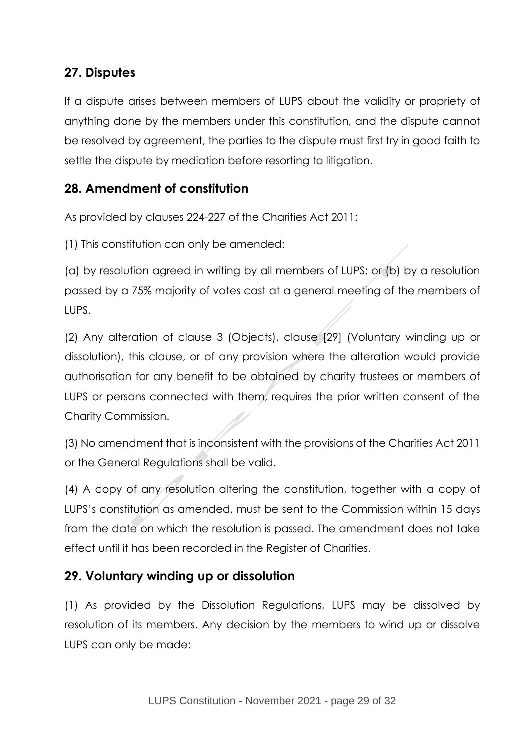## 27. Disputes

If a dispute arises between members of LUPS about the validity or propriety of anything done by the members under this constitution, and the dispute cannot be resolved by agreement, the parties to the dispute must first try in good faith to settle the dispute by mediation before resorting to litigation.

## 28. Amendment of constitution

As provided by clauses 224-227 of the Charities Act 2011:

(1) This constitution can only be amended:

(a) by resolution agreed in writing by all members of LUPS; or (b) by a resolution passed by a 75% majority of votes cast at a general meeting of the members of LUPS.

(2) Any alteration of clause 3 (Objects), clause [29] (Voluntary winding up or dissolution), this clause, or of any provision where the alteration would provide authorisation for any benefit to be obtained by charity trustees or members of LUPS or persons connected with them, requires the prior written consent of the Charity Commission.

(3) No amendment that is inconsistent with the provisions of the Charities Act 2011 or the General Regulations shall be valid.

(4) A copy of any resolution altering the constitution, together with a copy of LUPS's constitution as amended, must be sent to the Commission within 15 days from the date on which the resolution is passed. The amendment does not take effect until it has been recorded in the Register of Charities.

## 29. Voluntary winding up or dissolution

(1) As provided by the Dissolution Regulations, LUPS may be dissolved by resolution of its members. Any decision by the members to wind up or dissolve LUPS can only be made: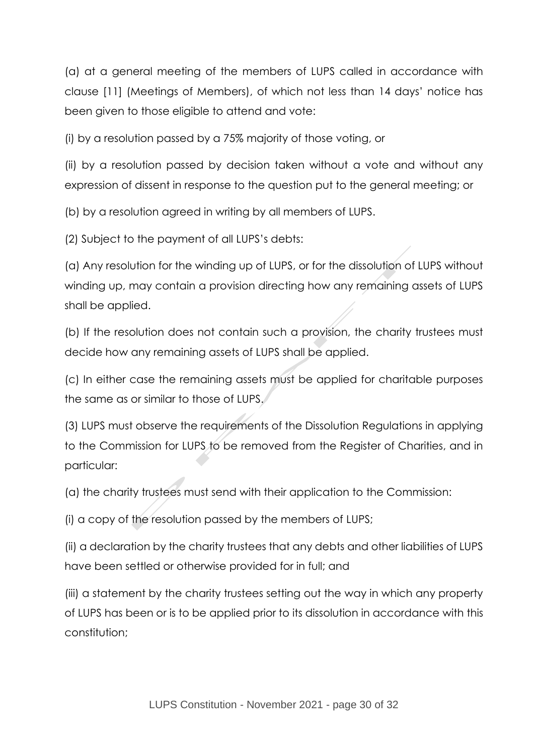(a) at a general meeting of the members of LUPS called in accordance with clause [11] (Meetings of Members), of which not less than 14 days' notice has been given to those eligible to attend and vote:

(i) by a resolution passed by a 75% majority of those voting, or

(ii) by a resolution passed by decision taken without a vote and without any expression of dissent in response to the question put to the general meeting; or

(b) by a resolution agreed in writing by all members of LUPS.

(2) Subject to the payment of all LUPS's debts:

(a) Any resolution for the winding up of LUPS, or for the dissolution of LUPS without winding up, may contain a provision directing how any remaining assets of LUPS shall be applied.

(b) If the resolution does not contain such a provision, the charity trustees must decide how any remaining assets of LUPS shall be applied.

(c) In either case the remaining assets must be applied for charitable purposes the same as or similar to those of LUPS.

(3) LUPS must observe the requirements of the Dissolution Regulations in applying to the Commission for LUPS to be removed from the Register of Charities, and in particular:

(a) the charity trustees must send with their application to the Commission:

(i) a copy of the resolution passed by the members of LUPS;

(ii) a declaration by the charity trustees that any debts and other liabilities of LUPS have been settled or otherwise provided for in full; and

(iii) a statement by the charity trustees setting out the way in which any property of LUPS has been or is to be applied prior to its dissolution in accordance with this constitution;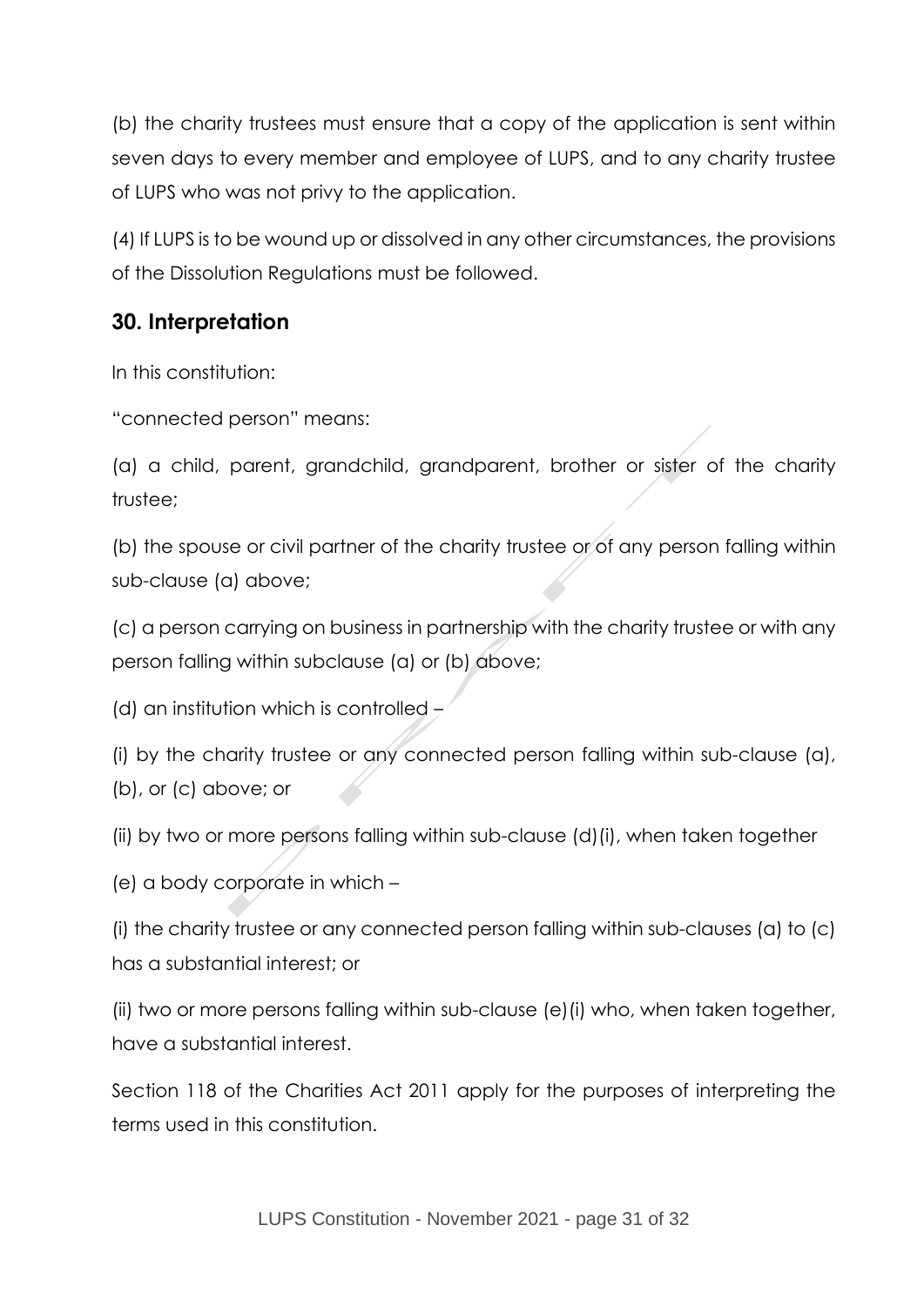(b) the charity trustees must ensure that a copy of the application is sent within seven days to every member and employee of LUPS, and to any charity trustee of LUPS who was not privy to the application.

(4) If LUPS is to be wound up or dissolved in any other circumstances, the provisions of the Dissolution Regulations must be followed.

## 30. Interpretation

In this constitution:

"connected person" means:

(a) a child, parent, grandchild, grandparent, brother or sister of the charity trustee;

(b) the spouse or civil partner of the charity trustee or of any person falling within sub-clause (a) above;

(c) a person carrying on business in partnership with the charity trustee or with any person falling within subclause (a) or (b) above;

(d) an institution which is controlled –

(i) by the charity trustee or any connected person falling within sub-clause (a), (b), or (c) above; or

(ii) by two or more persons falling within sub-clause (d)(i), when taken together

(e) a body corporate in which –

(i) the charity trustee or any connected person falling within sub-clauses (a) to (c) has a substantial interest; or

(ii) two or more persons falling within sub-clause (e)(i) who, when taken together, have a substantial interest.

Section 118 of the Charities Act 2011 apply for the purposes of interpreting the terms used in this constitution.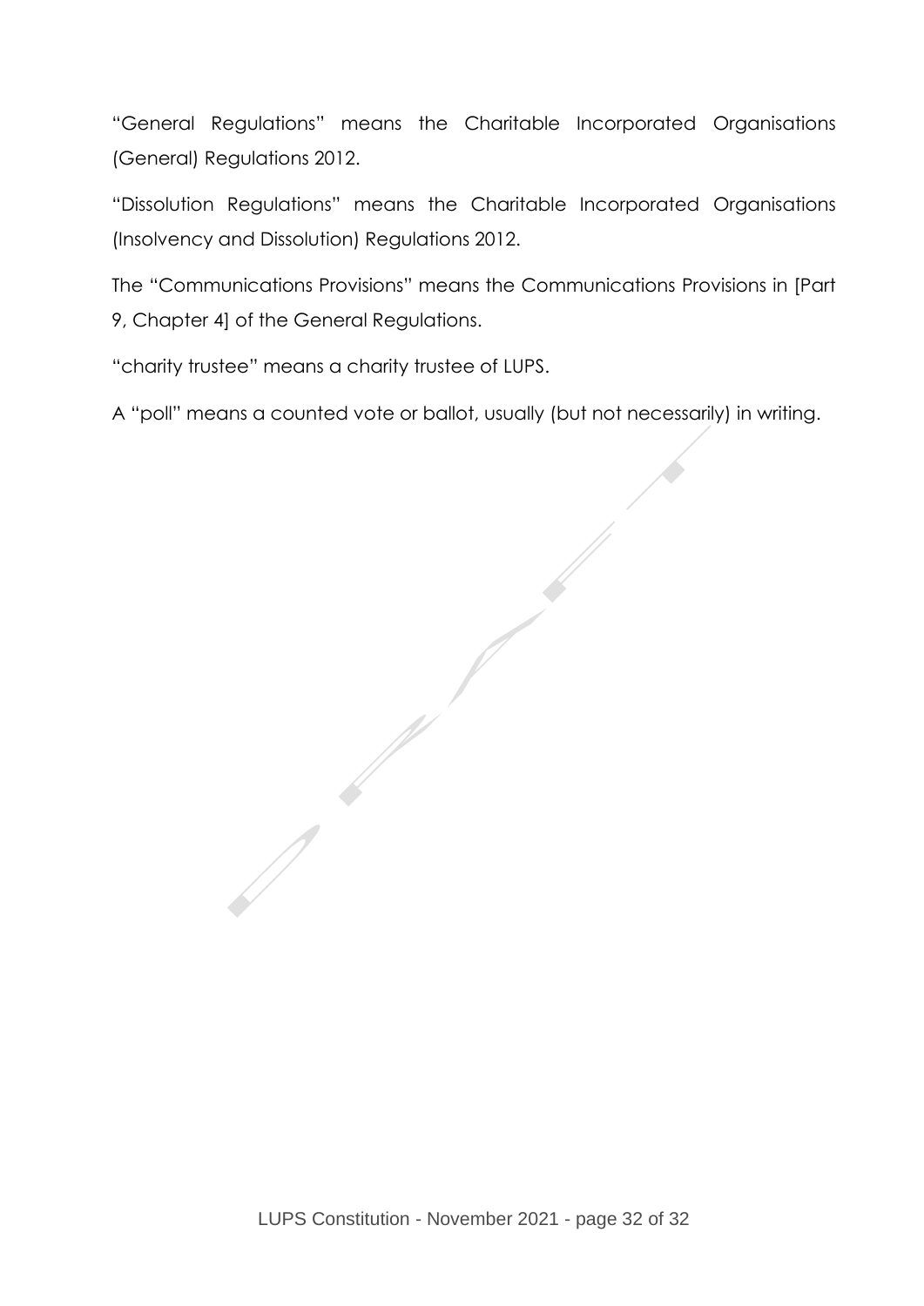"General Regulations" means the Charitable Incorporated Organisations (General) Regulations 2012.

"Dissolution Regulations" means the Charitable Incorporated Organisations (Insolvency and Dissolution) Regulations 2012.

The "Communications Provisions" means the Communications Provisions in [Part 9, Chapter 4] of the General Regulations.

"charity trustee" means a charity trustee of LUPS.

A "poll" means a counted vote or ballot, usually (but not necessarily) in writing.